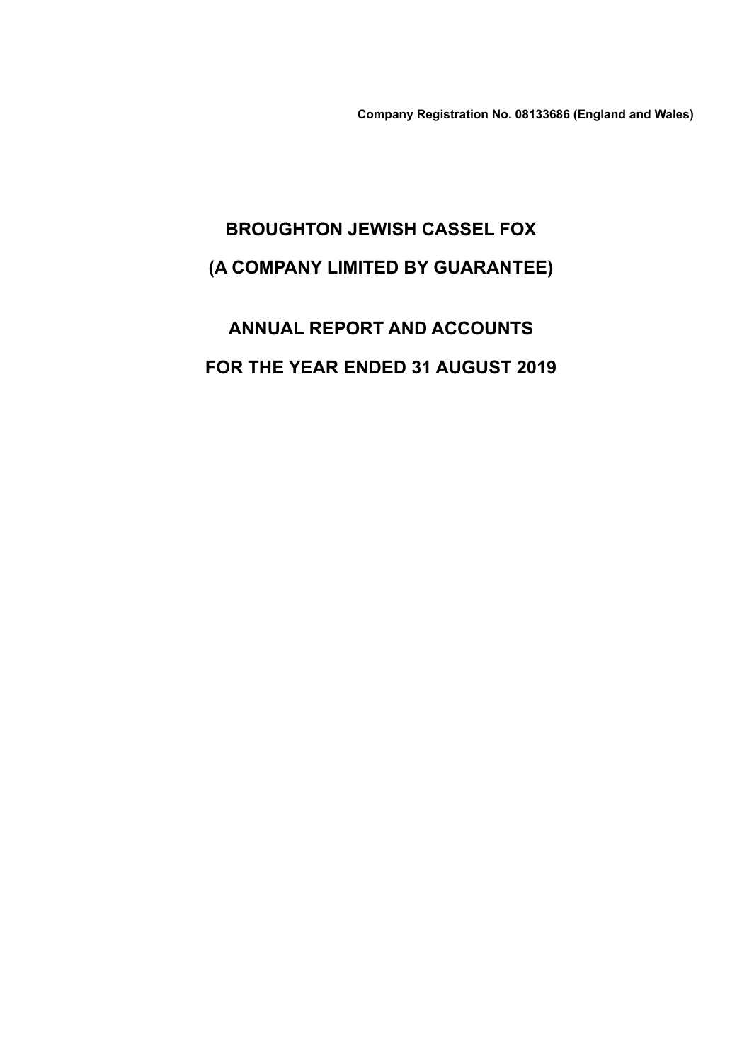**Company Registration No. 08133686 (England and Wales)**

# BROUGHTON JEWISH CASSEL FOX

# (A COMPANY LIMITED BY GUARANTEE)

# ANNUAL REPORT AND ACCOUNTS

# FOR THE YEAR ENDED 31 AUGUST 2019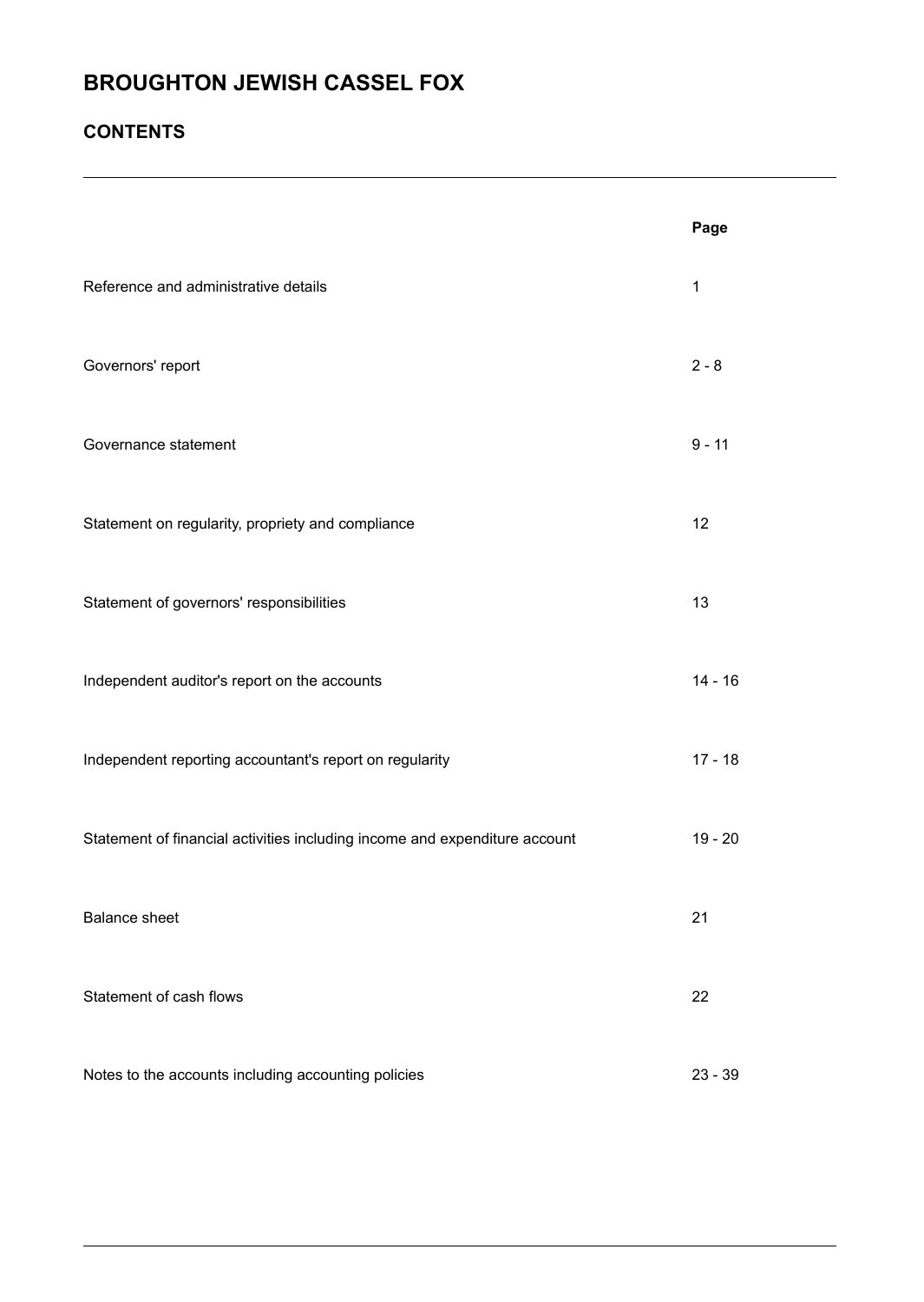# BROUGHTON JEWISH CASSEL FOX

## CONTENTS

| | Page |
|---|---|
| Reference and administrative details | 1 |
| Governors' report | 2 - 8 |
| Governance statement | 9 - 11 |
| Statement on regularity, propriety and compliance | 12 |
| Statement of governors' responsibilities | 13 |
| Independent auditor's report on the accounts | 14 - 16 |
| Independent reporting accountant's report on regularity | 17 - 18 |
| Statement of financial activities including income and expenditure account | 19 - 20 |
| Balance sheet | 21 |
| Statement of cash flows | 22 |
| Notes to the accounts including accounting policies | 23 - 39 |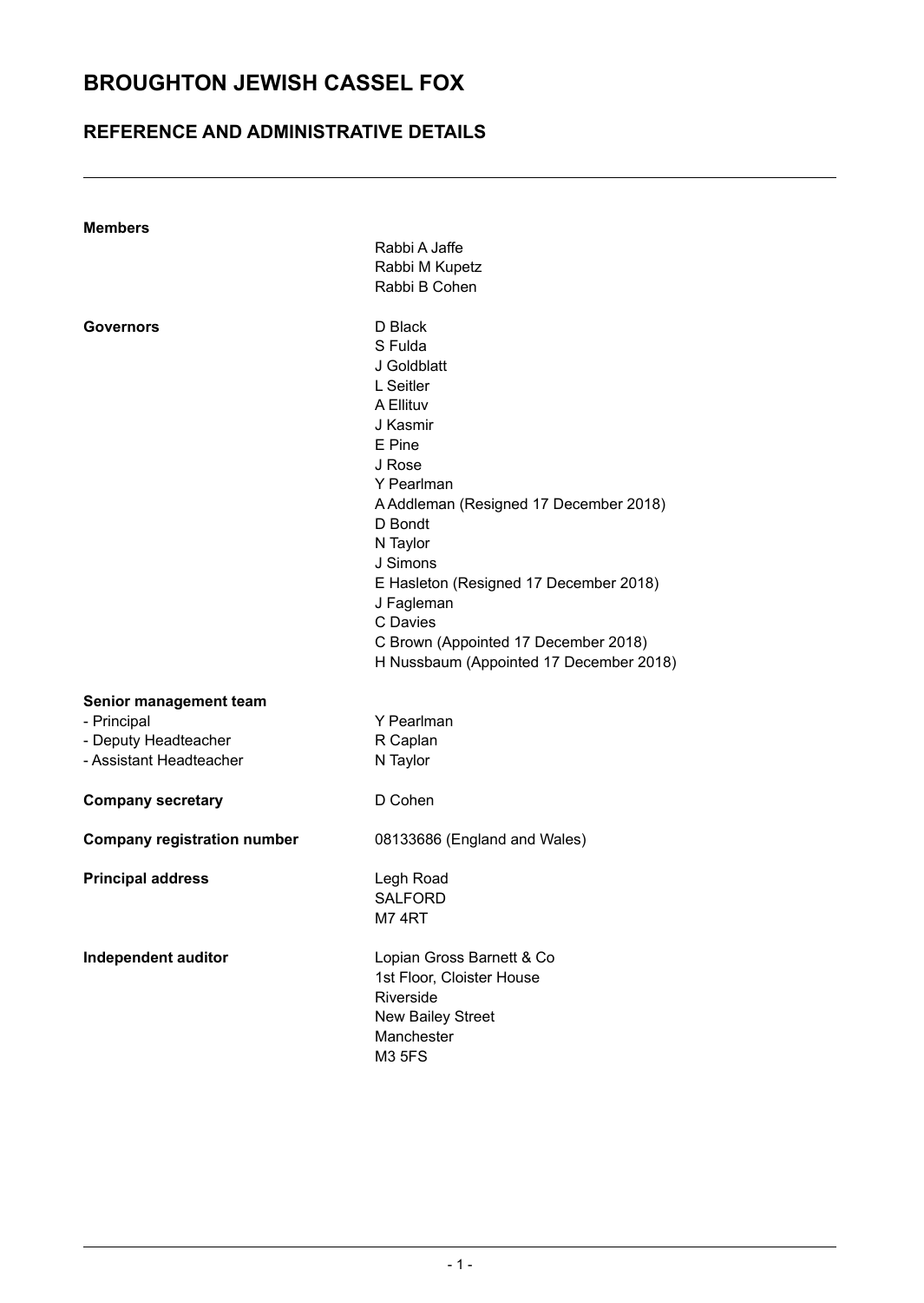# BROUGHTON JEWISH CASSEL FOX

## REFERENCE AND ADMINISTRATIVE DETAILS

| | |
|---|---|
| **Members** | Rabbi A Jaffe<br>Rabbi M Kupetz<br>Rabbi B Cohen |
| **Governors** | D Black<br>S Fulda<br>J Goldblatt<br>L Seitler<br>A Ellituv<br>J Kasmir<br>E Pine<br>J Rose<br>Y Pearlman<br>A Addleman (Resigned 17 December 2018)<br>D Bondt<br>N Taylor<br>J Simons<br>E Hasleton (Resigned 17 December 2018)<br>J Fagleman<br>C Davies<br>C Brown (Appointed 17 December 2018)<br>H Nussbaum (Appointed 17 December 2018) |
| **Senior management team** | |
| - Principal | Y Pearlman |
| - Deputy Headteacher | R Caplan |
| - Assistant Headteacher | N Taylor |
| **Company secretary** | D Cohen |
| **Company registration number** | 08133686 (England and Wales) |
| **Principal address** | Legh Road<br>SALFORD<br>M7 4RT |
| **Independent auditor** | Lopian Gross Barnett & Co<br>1st Floor, Cloister House<br>Riverside<br>New Bailey Street<br>Manchester<br>M3 5FS |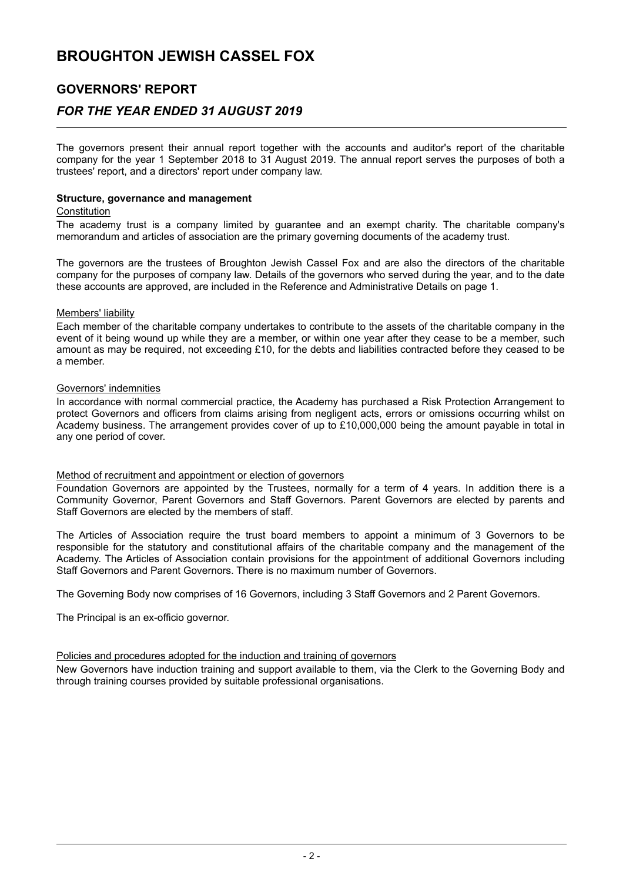# BROUGHTON JEWISH CASSEL FOX

## GOVERNORS' REPORT

## *FOR THE YEAR ENDED 31 AUGUST 2019*

The governors present their annual report together with the accounts and auditor's report of the charitable company for the year 1 September 2018 to 31 August 2019. The annual report serves the purposes of both a trustees' report, and a directors' report under company law.

**Structure, governance and management**

Constitution

The academy trust is a company limited by guarantee and an exempt charity. The charitable company's memorandum and articles of association are the primary governing documents of the academy trust.

The governors are the trustees of Broughton Jewish Cassel Fox and are also the directors of the charitable company for the purposes of company law. Details of the governors who served during the year, and to the date these accounts are approved, are included in the Reference and Administrative Details on page 1.

Members' liability

Each member of the charitable company undertakes to contribute to the assets of the charitable company in the event of it being wound up while they are a member, or within one year after they cease to be a member, such amount as may be required, not exceeding £10, for the debts and liabilities contracted before they ceased to be a member.

Governors' indemnities

In accordance with normal commercial practice, the Academy has purchased a Risk Protection Arrangement to protect Governors and officers from claims arising from negligent acts, errors or omissions occurring whilst on Academy business. The arrangement provides cover of up to £10,000,000 being the amount payable in total in any one period of cover.

Method of recruitment and appointment or election of governors

Foundation Governors are appointed by the Trustees, normally for a term of 4 years. In addition there is a Community Governor, Parent Governors and Staff Governors. Parent Governors are elected by parents and Staff Governors are elected by the members of staff.

The Articles of Association require the trust board members to appoint a minimum of 3 Governors to be responsible for the statutory and constitutional affairs of the charitable company and the management of the Academy. The Articles of Association contain provisions for the appointment of additional Governors including Staff Governors and Parent Governors. There is no maximum number of Governors.

The Governing Body now comprises of 16 Governors, including 3 Staff Governors and 2 Parent Governors.

The Principal is an ex-officio governor.

Policies and procedures adopted for the induction and training of governors

New Governors have induction training and support available to them, via the Clerk to the Governing Body and through training courses provided by suitable professional organisations.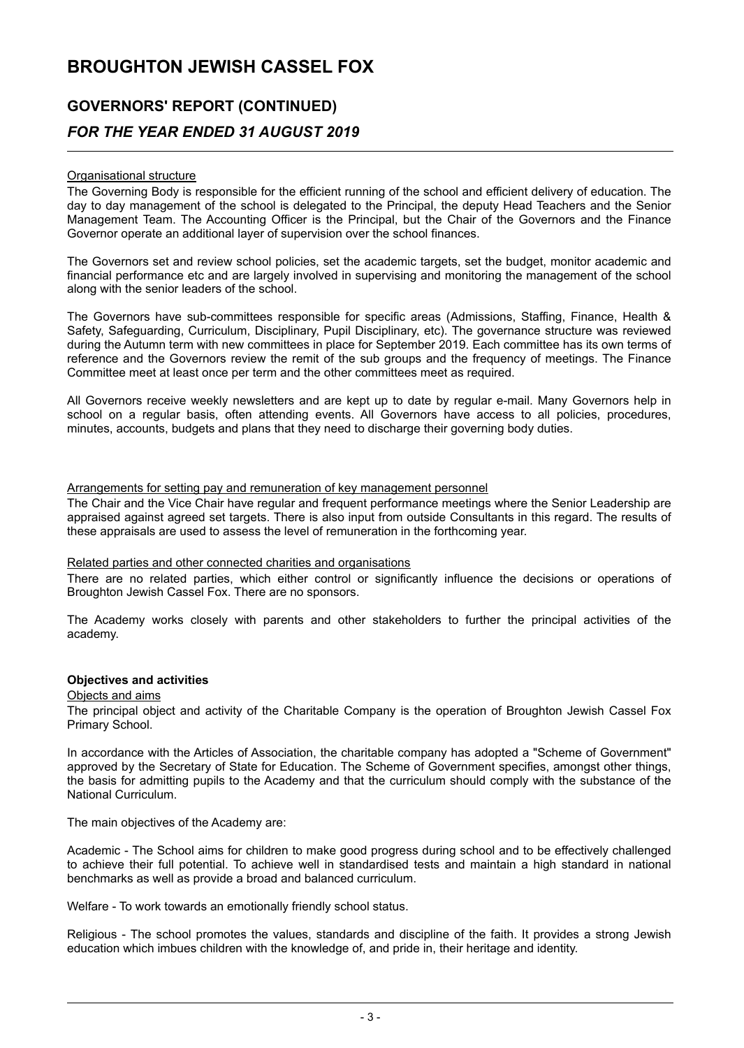# BROUGHTON JEWISH CASSEL FOX

## GOVERNORS' REPORT (CONTINUED)

### *FOR THE YEAR ENDED 31 AUGUST 2019*

Organisational structure

The Governing Body is responsible for the efficient running of the school and efficient delivery of education. The day to day management of the school is delegated to the Principal, the deputy Head Teachers and the Senior Management Team. The Accounting Officer is the Principal, but the Chair of the Governors and the Finance Governor operate an additional layer of supervision over the school finances.

The Governors set and review school policies, set the academic targets, set the budget, monitor academic and financial performance etc and are largely involved in supervising and monitoring the management of the school along with the senior leaders of the school.

The Governors have sub-committees responsible for specific areas (Admissions, Staffing, Finance, Health & Safety, Safeguarding, Curriculum, Disciplinary, Pupil Disciplinary, etc). The governance structure was reviewed during the Autumn term with new committees in place for September 2019. Each committee has its own terms of reference and the Governors review the remit of the sub groups and the frequency of meetings. The Finance Committee meet at least once per term and the other committees meet as required.

All Governors receive weekly newsletters and are kept up to date by regular e-mail. Many Governors help in school on a regular basis, often attending events. All Governors have access to all policies, procedures, minutes, accounts, budgets and plans that they need to discharge their governing body duties.

Arrangements for setting pay and remuneration of key management personnel

The Chair and the Vice Chair have regular and frequent performance meetings where the Senior Leadership are appraised against agreed set targets. There is also input from outside Consultants in this regard. The results of these appraisals are used to assess the level of remuneration in the forthcoming year.

Related parties and other connected charities and organisations

There are no related parties, which either control or significantly influence the decisions or operations of Broughton Jewish Cassel Fox. There are no sponsors.

The Academy works closely with parents and other stakeholders to further the principal activities of the academy.

**Objectives and activities**

Objects and aims

The principal object and activity of the Charitable Company is the operation of Broughton Jewish Cassel Fox Primary School.

In accordance with the Articles of Association, the charitable company has adopted a "Scheme of Government" approved by the Secretary of State for Education. The Scheme of Government specifies, amongst other things, the basis for admitting pupils to the Academy and that the curriculum should comply with the substance of the National Curriculum.

The main objectives of the Academy are:

Academic - The School aims for children to make good progress during school and to be effectively challenged to achieve their full potential. To achieve well in standardised tests and maintain a high standard in national benchmarks as well as provide a broad and balanced curriculum.

Welfare - To work towards an emotionally friendly school status.

Religious - The school promotes the values, standards and discipline of the faith. It provides a strong Jewish education which imbues children with the knowledge of, and pride in, their heritage and identity.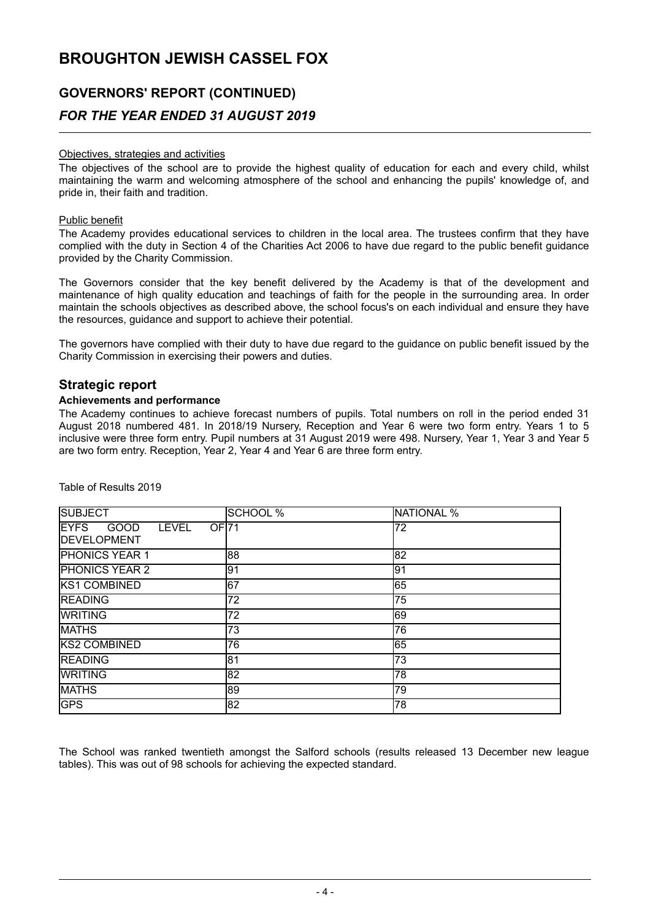# BROUGHTON JEWISH CASSEL FOX

## GOVERNORS' REPORT (CONTINUED)

### *FOR THE YEAR ENDED 31 AUGUST 2019*

Objectives, strategies and activities

The objectives of the school are to provide the highest quality of education for each and every child, whilst maintaining the warm and welcoming atmosphere of the school and enhancing the pupils' knowledge of, and pride in, their faith and tradition.

Public benefit

The Academy provides educational services to children in the local area. The trustees confirm that they have complied with the duty in Section 4 of the Charities Act 2006 to have due regard to the public benefit guidance provided by the Charity Commission.

The Governors consider that the key benefit delivered by the Academy is that of the development and maintenance of high quality education and teachings of faith for the people in the surrounding area. In order maintain the schools objectives as described above, the school focus's on each individual and ensure they have the resources, guidance and support to achieve their potential.

The governors have complied with their duty to have due regard to the guidance on public benefit issued by the Charity Commission in exercising their powers and duties.

## Strategic report

**Achievements and performance**

The Academy continues to achieve forecast numbers of pupils. Total numbers on roll in the period ended 31 August 2018 numbered 481. In 2018/19 Nursery, Reception and Year 6 were two form entry. Years 1 to 5 inclusive were three form entry. Pupil numbers at 31 August 2019 were 498. Nursery, Year 1, Year 3 and Year 5 are two form entry. Reception, Year 2, Year 4 and Year 6 are three form entry.

Table of Results 2019

| SUBJECT | SCHOOL % | NATIONAL % |
|---|---|---|
| EYFS GOOD LEVEL OF DEVELOPMENT | 71 | 72 |
| PHONICS YEAR 1 | 88 | 82 |
| PHONICS YEAR 2 | 91 | 91 |
| KS1 COMBINED | 67 | 65 |
| READING | 72 | 75 |
| WRITING | 72 | 69 |
| MATHS | 73 | 76 |
| KS2 COMBINED | 76 | 65 |
| READING | 81 | 73 |
| WRITING | 82 | 78 |
| MATHS | 89 | 79 |
| GPS | 82 | 78 |

The School was ranked twentieth amongst the Salford schools (results released 13 December new league tables). This was out of 98 schools for achieving the expected standard.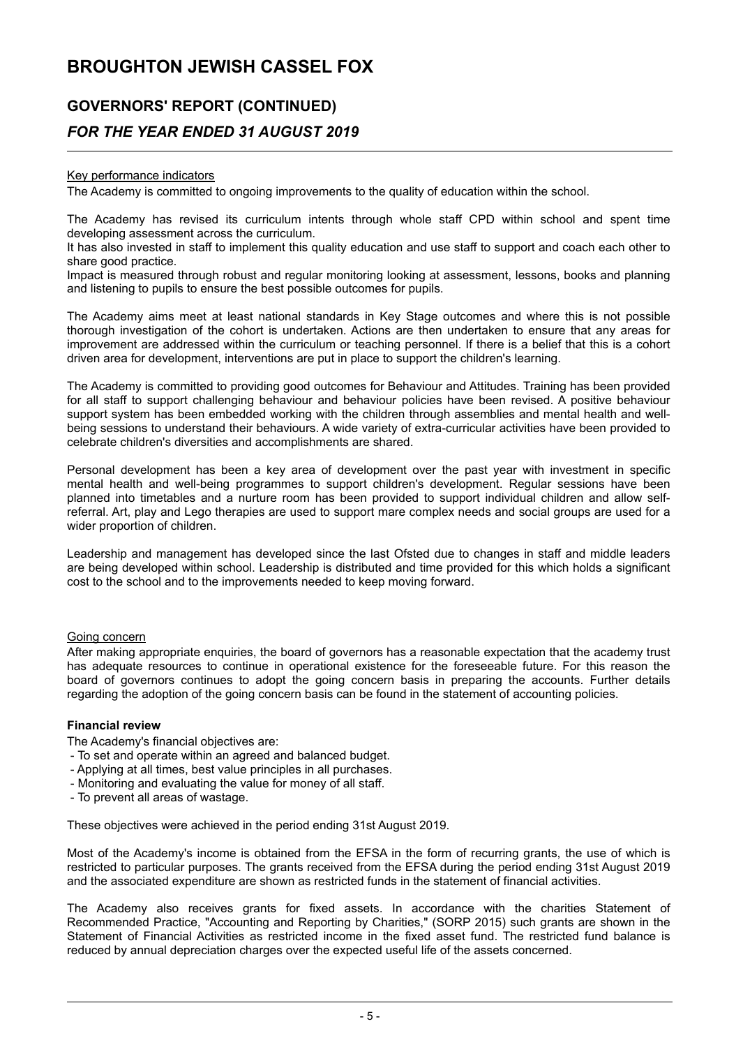# BROUGHTON JEWISH CASSEL FOX

## GOVERNORS' REPORT (CONTINUED)

### *FOR THE YEAR ENDED 31 AUGUST 2019*

Key performance indicators

The Academy is committed to ongoing improvements to the quality of education within the school.

The Academy has revised its curriculum intents through whole staff CPD within school and spent time developing assessment across the curriculum.
It has also invested in staff to implement this quality education and use staff to support and coach each other to share good practice.
Impact is measured through robust and regular monitoring looking at assessment, lessons, books and planning and listening to pupils to ensure the best possible outcomes for pupils.

The Academy aims meet at least national standards in Key Stage outcomes and where this is not possible thorough investigation of the cohort is undertaken. Actions are then undertaken to ensure that any areas for improvement are addressed within the curriculum or teaching personnel. If there is a belief that this is a cohort driven area for development, interventions are put in place to support the children's learning.

The Academy is committed to providing good outcomes for Behaviour and Attitudes. Training has been provided for all staff to support challenging behaviour and behaviour policies have been revised. A positive behaviour support system has been embedded working with the children through assemblies and mental health and well-being sessions to understand their behaviours. A wide variety of extra-curricular activities have been provided to celebrate children's diversities and accomplishments are shared.

Personal development has been a key area of development over the past year with investment in specific mental health and well-being programmes to support children's development. Regular sessions have been planned into timetables and a nurture room has been provided to support individual children and allow self-referral. Art, play and Lego therapies are used to support mare complex needs and social groups are used for a wider proportion of children.

Leadership and management has developed since the last Ofsted due to changes in staff and middle leaders are being developed within school. Leadership is distributed and time provided for this which holds a significant cost to the school and to the improvements needed to keep moving forward.

Going concern

After making appropriate enquiries, the board of governors has a reasonable expectation that the academy trust has adequate resources to continue in operational existence for the foreseeable future. For this reason the board of governors continues to adopt the going concern basis in preparing the accounts. Further details regarding the adoption of the going concern basis can be found in the statement of accounting policies.

**Financial review**

The Academy's financial objectives are:

- To set and operate within an agreed and balanced budget.
- Applying at all times, best value principles in all purchases.
- Monitoring and evaluating the value for money of all staff.
- To prevent all areas of wastage.

These objectives were achieved in the period ending 31st August 2019.

Most of the Academy's income is obtained from the EFSA in the form of recurring grants, the use of which is restricted to particular purposes. The grants received from the EFSA during the period ending 31st August 2019 and the associated expenditure are shown as restricted funds in the statement of financial activities.

The Academy also receives grants for fixed assets. In accordance with the charities Statement of Recommended Practice, "Accounting and Reporting by Charities," (SORP 2015) such grants are shown in the Statement of Financial Activities as restricted income in the fixed asset fund. The restricted fund balance is reduced by annual depreciation charges over the expected useful life of the assets concerned.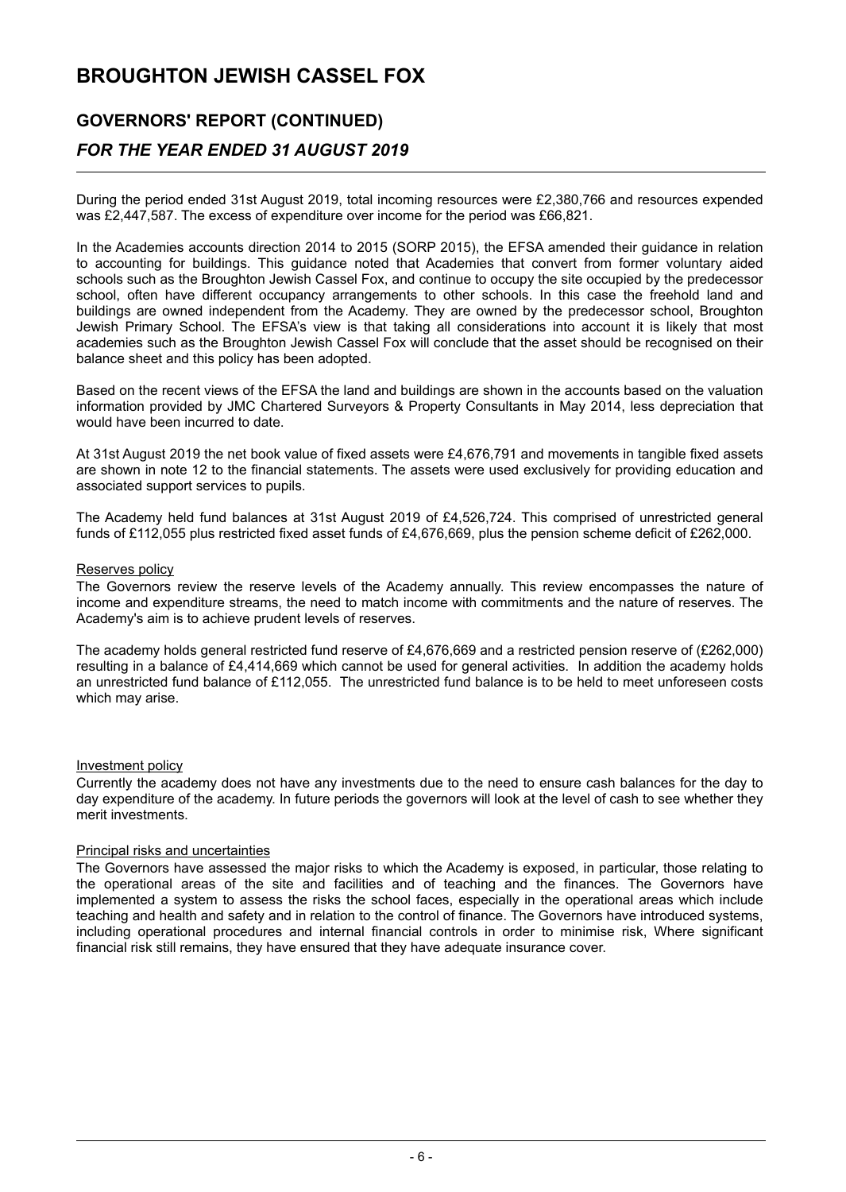# BROUGHTON JEWISH CASSEL FOX

## GOVERNORS' REPORT (CONTINUED)

### *FOR THE YEAR ENDED 31 AUGUST 2019*

During the period ended 31st August 2019, total incoming resources were £2,380,766 and resources expended was £2,447,587. The excess of expenditure over income for the period was £66,821.

In the Academies accounts direction 2014 to 2015 (SORP 2015), the EFSA amended their guidance in relation to accounting for buildings. This guidance noted that Academies that convert from former voluntary aided schools such as the Broughton Jewish Cassel Fox, and continue to occupy the site occupied by the predecessor school, often have different occupancy arrangements to other schools. In this case the freehold land and buildings are owned independent from the Academy. They are owned by the predecessor school, Broughton Jewish Primary School. The EFSA's view is that taking all considerations into account it is likely that most academies such as the Broughton Jewish Cassel Fox will conclude that the asset should be recognised on their balance sheet and this policy has been adopted.

Based on the recent views of the EFSA the land and buildings are shown in the accounts based on the valuation information provided by JMC Chartered Surveyors & Property Consultants in May 2014, less depreciation that would have been incurred to date.

At 31st August 2019 the net book value of fixed assets were £4,676,791 and movements in tangible fixed assets are shown in note 12 to the financial statements. The assets were used exclusively for providing education and associated support services to pupils.

The Academy held fund balances at 31st August 2019 of £4,526,724. This comprised of unrestricted general funds of £112,055 plus restricted fixed asset funds of £4,676,669, plus the pension scheme deficit of £262,000.

Reserves policy

The Governors review the reserve levels of the Academy annually. This review encompasses the nature of income and expenditure streams, the need to match income with commitments and the nature of reserves. The Academy's aim is to achieve prudent levels of reserves.

The academy holds general restricted fund reserve of £4,676,669 and a restricted pension reserve of (£262,000) resulting in a balance of £4,414,669 which cannot be used for general activities. In addition the academy holds an unrestricted fund balance of £112,055. The unrestricted fund balance is to be held to meet unforeseen costs which may arise.

Investment policy

Currently the academy does not have any investments due to the need to ensure cash balances for the day to day expenditure of the academy. In future periods the governors will look at the level of cash to see whether they merit investments.

Principal risks and uncertainties

The Governors have assessed the major risks to which the Academy is exposed, in particular, those relating to the operational areas of the site and facilities and of teaching and the finances. The Governors have implemented a system to assess the risks the school faces, especially in the operational areas which include teaching and health and safety and in relation to the control of finance. The Governors have introduced systems, including operational procedures and internal financial controls in order to minimise risk, Where significant financial risk still remains, they have ensured that they have adequate insurance cover.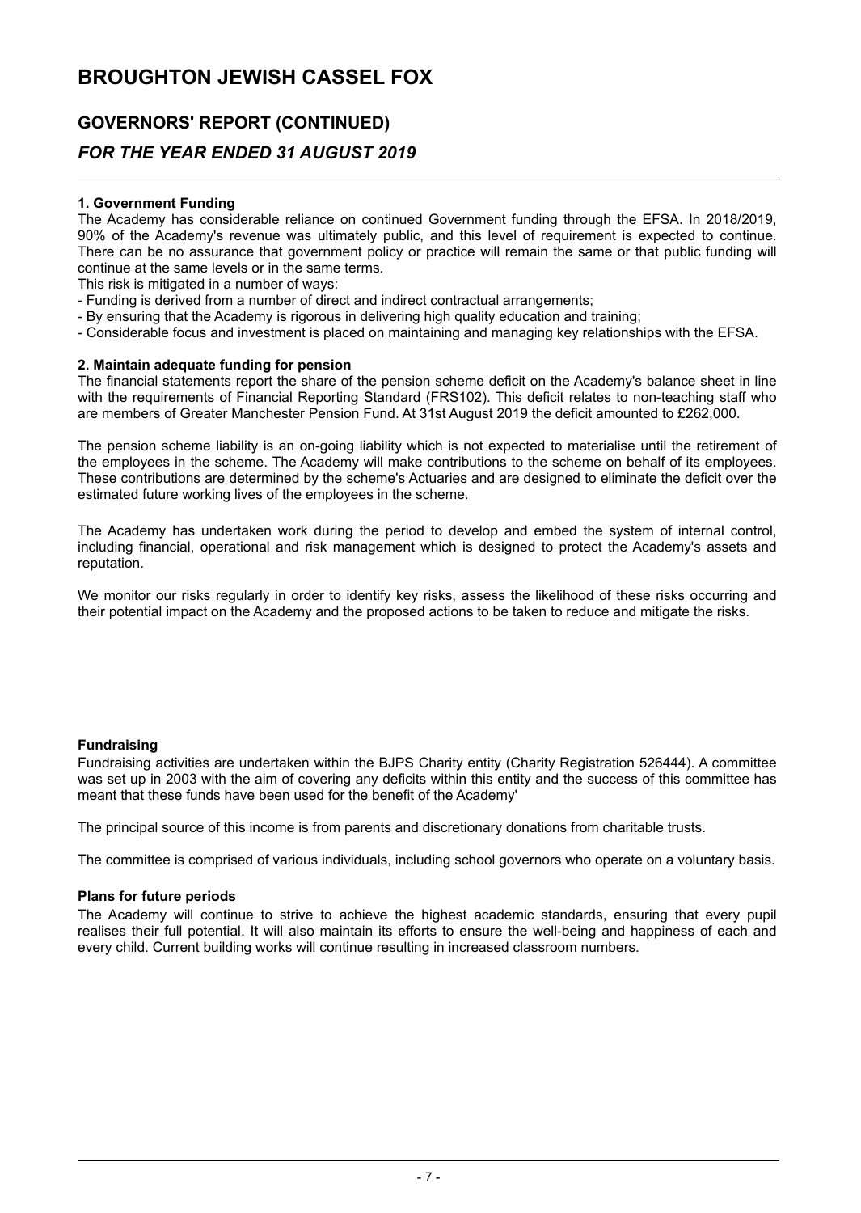# BROUGHTON JEWISH CASSEL FOX

## GOVERNORS' REPORT (CONTINUED)

### *FOR THE YEAR ENDED 31 AUGUST 2019*

**1. Government Funding**

The Academy has considerable reliance on continued Government funding through the EFSA. In 2018/2019, 90% of the Academy's revenue was ultimately public, and this level of requirement is expected to continue. There can be no assurance that government policy or practice will remain the same or that public funding will continue at the same levels or in the same terms.

This risk is mitigated in a number of ways:

- Funding is derived from a number of direct and indirect contractual arrangements;
- By ensuring that the Academy is rigorous in delivering high quality education and training;
- Considerable focus and investment is placed on maintaining and managing key relationships with the EFSA.

**2. Maintain adequate funding for pension**

The financial statements report the share of the pension scheme deficit on the Academy's balance sheet in line with the requirements of Financial Reporting Standard (FRS102). This deficit relates to non-teaching staff who are members of Greater Manchester Pension Fund. At 31st August 2019 the deficit amounted to £262,000.

The pension scheme liability is an on-going liability which is not expected to materialise until the retirement of the employees in the scheme. The Academy will make contributions to the scheme on behalf of its employees. These contributions are determined by the scheme's Actuaries and are designed to eliminate the deficit over the estimated future working lives of the employees in the scheme.

The Academy has undertaken work during the period to develop and embed the system of internal control, including financial, operational and risk management which is designed to protect the Academy's assets and reputation.

We monitor our risks regularly in order to identify key risks, assess the likelihood of these risks occurring and their potential impact on the Academy and the proposed actions to be taken to reduce and mitigate the risks.

**Fundraising**

Fundraising activities are undertaken within the BJPS Charity entity (Charity Registration 526444). A committee was set up in 2003 with the aim of covering any deficits within this entity and the success of this committee has meant that these funds have been used for the benefit of the Academy'

The principal source of this income is from parents and discretionary donations from charitable trusts.

The committee is comprised of various individuals, including school governors who operate on a voluntary basis.

**Plans for future periods**

The Academy will continue to strive to achieve the highest academic standards, ensuring that every pupil realises their full potential. It will also maintain its efforts to ensure the well-being and happiness of each and every child. Current building works will continue resulting in increased classroom numbers.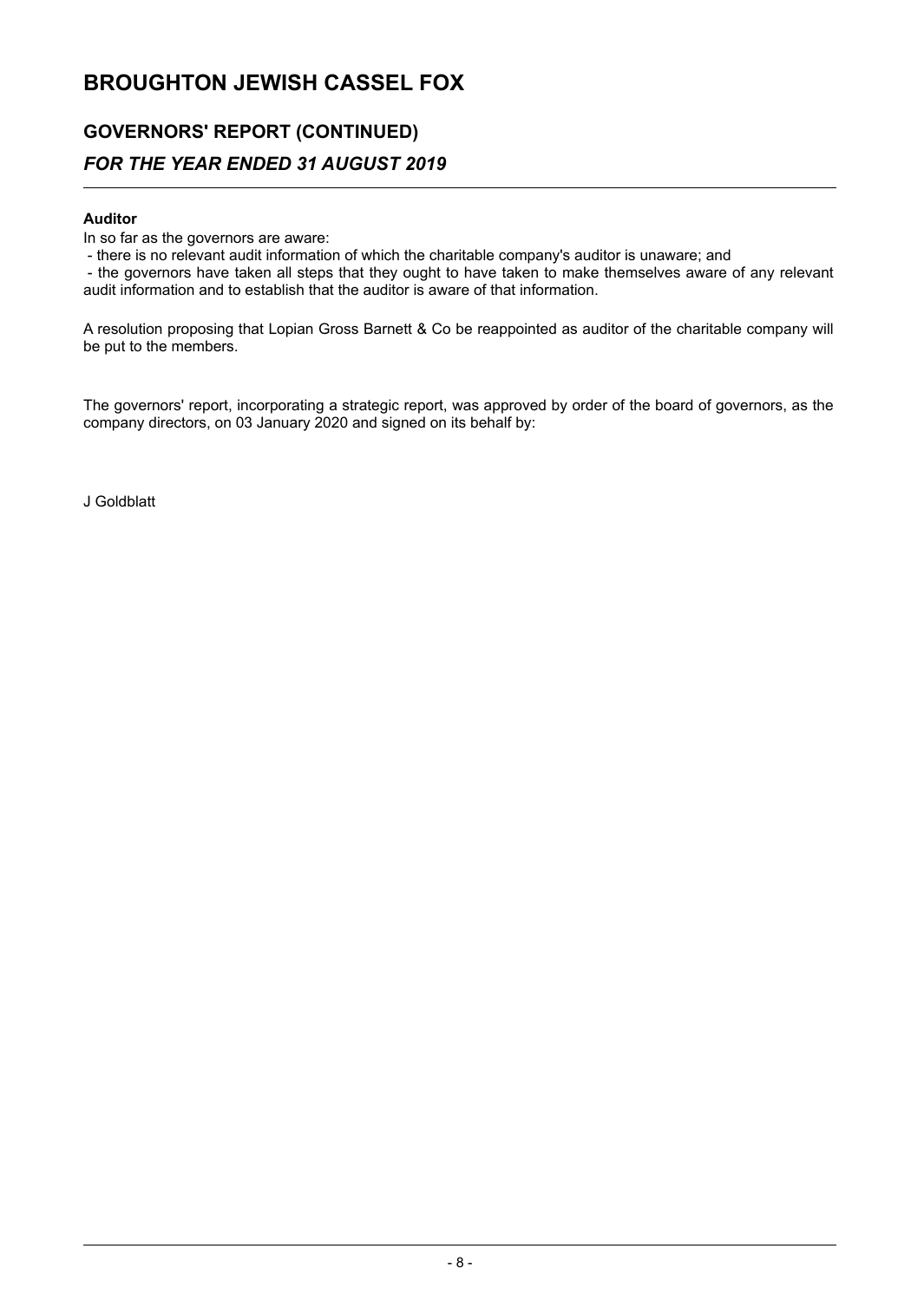# BROUGHTON JEWISH CASSEL FOX

## GOVERNORS' REPORT (CONTINUED)

### *FOR THE YEAR ENDED 31 AUGUST 2019*

**Auditor**

In so far as the governors are aware:

- there is no relevant audit information of which the charitable company's auditor is unaware; and
- the governors have taken all steps that they ought to have taken to make themselves aware of any relevant audit information and to establish that the auditor is aware of that information.

A resolution proposing that Lopian Gross Barnett & Co be reappointed as auditor of the charitable company will be put to the members.

The governors' report, incorporating a strategic report, was approved by order of the board of governors, as the company directors, on 03 January 2020 and signed on its behalf by:

J Goldblatt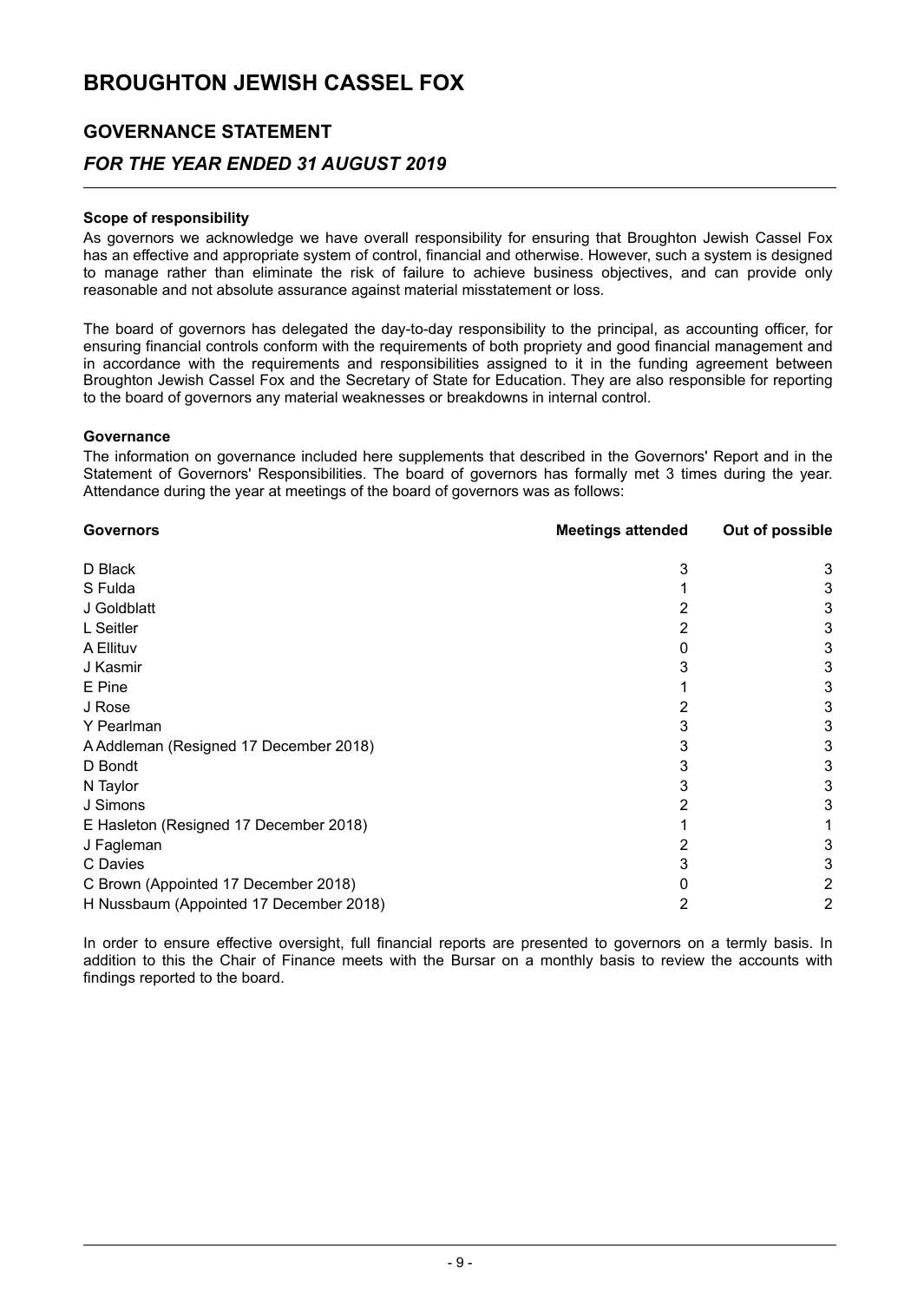# BROUGHTON JEWISH CASSEL FOX

## GOVERNANCE STATEMENT

### *FOR THE YEAR ENDED 31 AUGUST 2019*

**Scope of responsibility**

As governors we acknowledge we have overall responsibility for ensuring that Broughton Jewish Cassel Fox has an effective and appropriate system of control, financial and otherwise. However, such a system is designed to manage rather than eliminate the risk of failure to achieve business objectives, and can provide only reasonable and not absolute assurance against material misstatement or loss.

The board of governors has delegated the day-to-day responsibility to the principal, as accounting officer, for ensuring financial controls conform with the requirements of both propriety and good financial management and in accordance with the requirements and responsibilities assigned to it in the funding agreement between Broughton Jewish Cassel Fox and the Secretary of State for Education. They are also responsible for reporting to the board of governors any material weaknesses or breakdowns in internal control.

**Governance**

The information on governance included here supplements that described in the Governors' Report and in the Statement of Governors' Responsibilities. The board of governors has formally met 3 times during the year. Attendance during the year at meetings of the board of governors was as follows:

| Governors | Meetings attended | Out of possible |
|---|---|---|
| D Black | 3 | 3 |
| S Fulda | 1 | 3 |
| J Goldblatt | 2 | 3 |
| L Seitler | 2 | 3 |
| A Ellituv | 0 | 3 |
| J Kasmir | 3 | 3 |
| E Pine | 1 | 3 |
| J Rose | 2 | 3 |
| Y Pearlman | 3 | 3 |
| A Addleman (Resigned 17 December 2018) | 3 | 3 |
| D Bondt | 3 | 3 |
| N Taylor | 3 | 3 |
| J Simons | 2 | 3 |
| E Hasleton (Resigned 17 December 2018) | 1 | 1 |
| J Fagleman | 2 | 3 |
| C Davies | 3 | 3 |
| C Brown (Appointed 17 December 2018) | 0 | 2 |
| H Nussbaum (Appointed 17 December 2018) | 2 | 2 |

In order to ensure effective oversight, full financial reports are presented to governors on a termly basis. In addition to this the Chair of Finance meets with the Bursar on a monthly basis to review the accounts with findings reported to the board.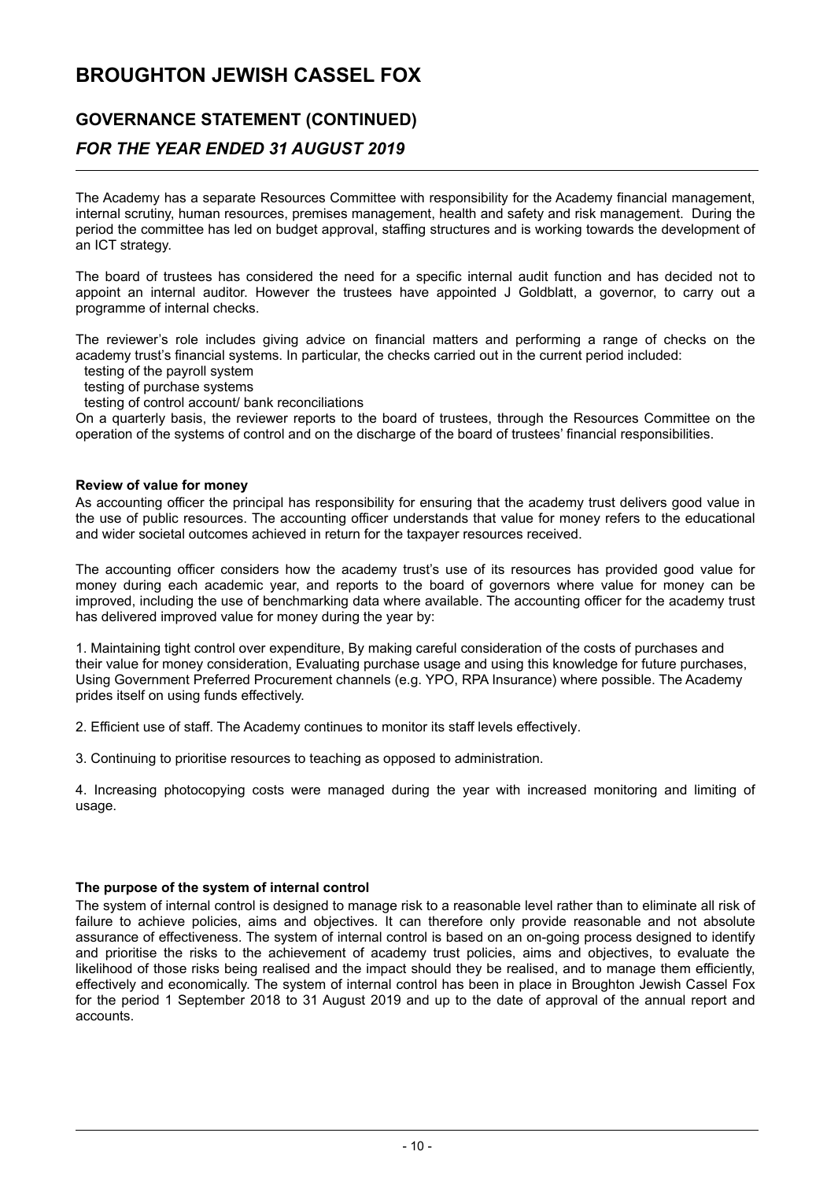# BROUGHTON JEWISH CASSEL FOX

## GOVERNANCE STATEMENT (CONTINUED)

### *FOR THE YEAR ENDED 31 AUGUST 2019*

The Academy has a separate Resources Committee with responsibility for the Academy financial management, internal scrutiny, human resources, premises management, health and safety and risk management. During the period the committee has led on budget approval, staffing structures and is working towards the development of an ICT strategy.

The board of trustees has considered the need for a specific internal audit function and has decided not to appoint an internal auditor. However the trustees have appointed J Goldblatt, a governor, to carry out a programme of internal checks.

The reviewer's role includes giving advice on financial matters and performing a range of checks on the academy trust's financial systems. In particular, the checks carried out in the current period included:

- testing of the payroll system
- testing of purchase systems
- testing of control account/ bank reconciliations

On a quarterly basis, the reviewer reports to the board of trustees, through the Resources Committee on the operation of the systems of control and on the discharge of the board of trustees' financial responsibilities.

**Review of value for money**

As accounting officer the principal has responsibility for ensuring that the academy trust delivers good value in the use of public resources. The accounting officer understands that value for money refers to the educational and wider societal outcomes achieved in return for the taxpayer resources received.

The accounting officer considers how the academy trust's use of its resources has provided good value for money during each academic year, and reports to the board of governors where value for money can be improved, including the use of benchmarking data where available. The accounting officer for the academy trust has delivered improved value for money during the year by:

1. Maintaining tight control over expenditure, By making careful consideration of the costs of purchases and their value for money consideration, Evaluating purchase usage and using this knowledge for future purchases, Using Government Preferred Procurement channels (e.g. YPO, RPA Insurance) where possible. The Academy prides itself on using funds effectively.

2. Efficient use of staff. The Academy continues to monitor its staff levels effectively.

3. Continuing to prioritise resources to teaching as opposed to administration.

4. Increasing photocopying costs were managed during the year with increased monitoring and limiting of usage.

**The purpose of the system of internal control**

The system of internal control is designed to manage risk to a reasonable level rather than to eliminate all risk of failure to achieve policies, aims and objectives. It can therefore only provide reasonable and not absolute assurance of effectiveness. The system of internal control is based on an on-going process designed to identify and prioritise the risks to the achievement of academy trust policies, aims and objectives, to evaluate the likelihood of those risks being realised and the impact should they be realised, and to manage them efficiently, effectively and economically. The system of internal control has been in place in Broughton Jewish Cassel Fox for the period 1 September 2018 to 31 August 2019 and up to the date of approval of the annual report and accounts.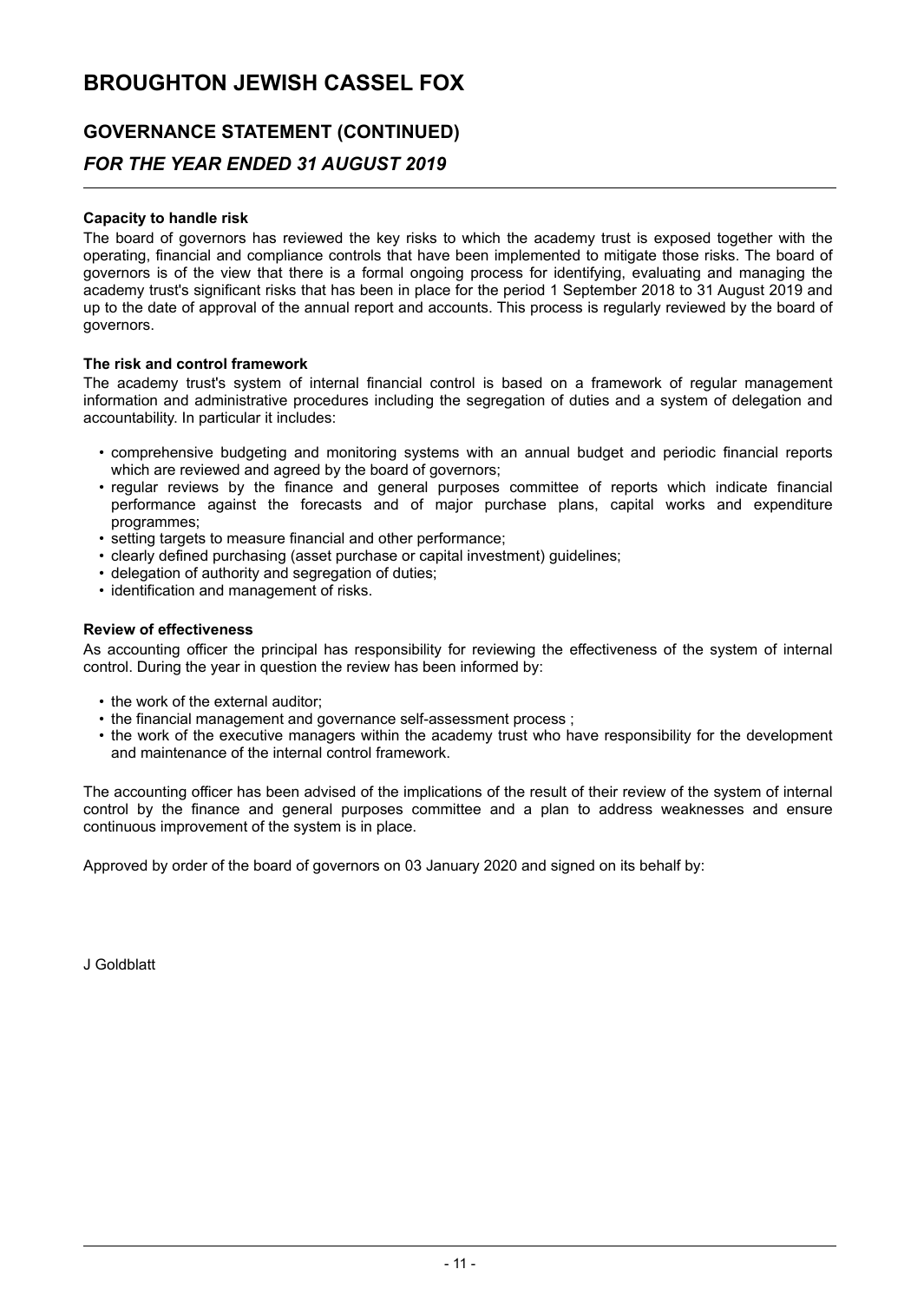# BROUGHTON JEWISH CASSEL FOX

## GOVERNANCE STATEMENT (CONTINUED)

### *FOR THE YEAR ENDED 31 AUGUST 2019*

**Capacity to handle risk**

The board of governors has reviewed the key risks to which the academy trust is exposed together with the operating, financial and compliance controls that have been implemented to mitigate those risks. The board of governors is of the view that there is a formal ongoing process for identifying, evaluating and managing the academy trust's significant risks that has been in place for the period 1 September 2018 to 31 August 2019 and up to the date of approval of the annual report and accounts. This process is regularly reviewed by the board of governors.

**The risk and control framework**

The academy trust's system of internal financial control is based on a framework of regular management information and administrative procedures including the segregation of duties and a system of delegation and accountability. In particular it includes:

- comprehensive budgeting and monitoring systems with an annual budget and periodic financial reports which are reviewed and agreed by the board of governors;
- regular reviews by the finance and general purposes committee of reports which indicate financial performance against the forecasts and of major purchase plans, capital works and expenditure programmes;
- setting targets to measure financial and other performance;
- clearly defined purchasing (asset purchase or capital investment) guidelines;
- delegation of authority and segregation of duties;
- identification and management of risks.

**Review of effectiveness**

As accounting officer the principal has responsibility for reviewing the effectiveness of the system of internal control. During the year in question the review has been informed by:

- the work of the external auditor;
- the financial management and governance self-assessment process ;
- the work of the executive managers within the academy trust who have responsibility for the development and maintenance of the internal control framework.

The accounting officer has been advised of the implications of the result of their review of the system of internal control by the finance and general purposes committee and a plan to address weaknesses and ensure continuous improvement of the system is in place.

Approved by order of the board of governors on 03 January 2020 and signed on its behalf by:

J Goldblatt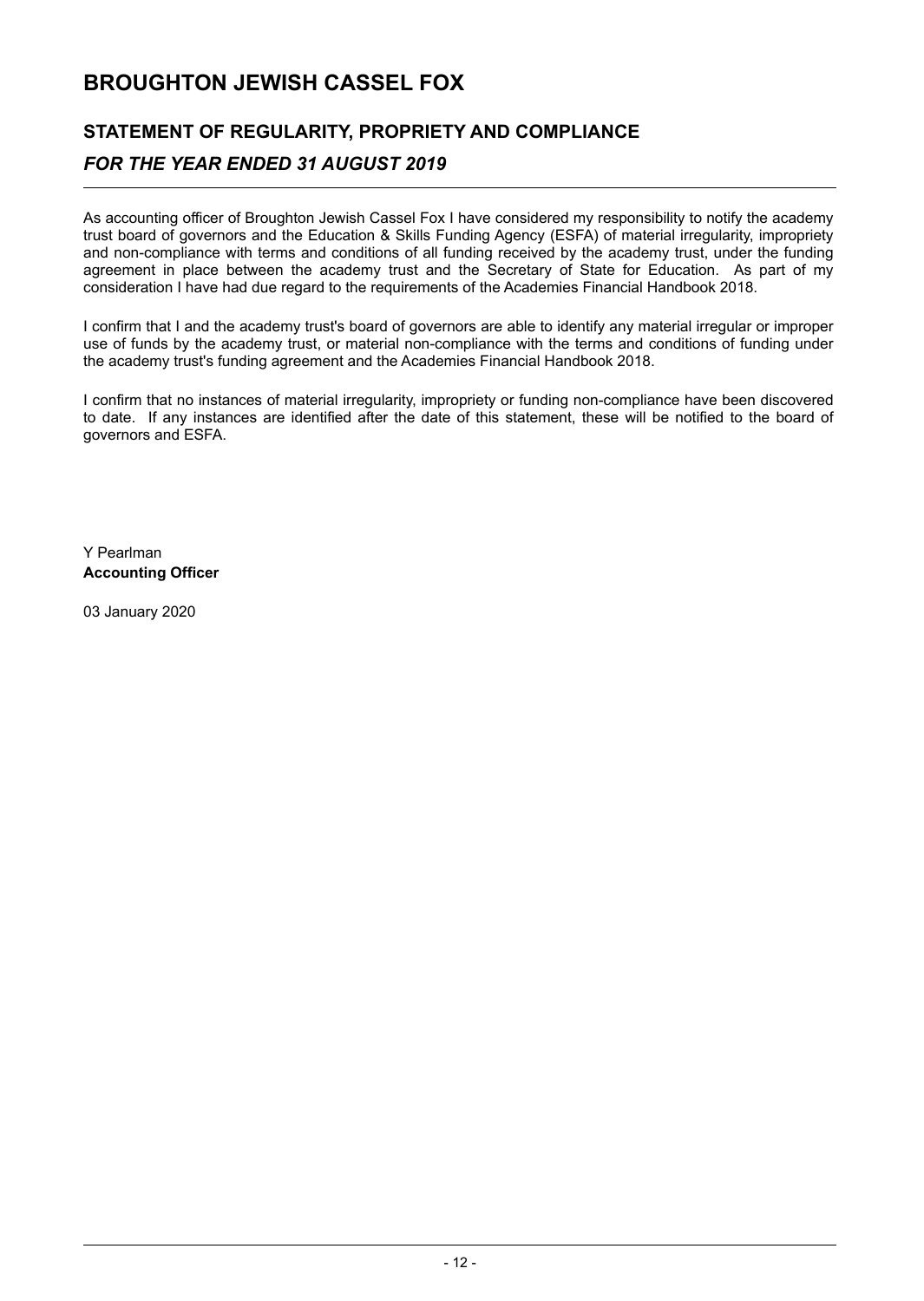# BROUGHTON JEWISH CASSEL FOX

## STATEMENT OF REGULARITY, PROPRIETY AND COMPLIANCE

### *FOR THE YEAR ENDED 31 AUGUST 2019*

As accounting officer of Broughton Jewish Cassel Fox I have considered my responsibility to notify the academy trust board of governors and the Education & Skills Funding Agency (ESFA) of material irregularity, impropriety and non-compliance with terms and conditions of all funding received by the academy trust, under the funding agreement in place between the academy trust and the Secretary of State for Education. As part of my consideration I have had due regard to the requirements of the Academies Financial Handbook 2018.

I confirm that I and the academy trust's board of governors are able to identify any material irregular or improper use of funds by the academy trust, or material non-compliance with the terms and conditions of funding under the academy trust's funding agreement and the Academies Financial Handbook 2018.

I confirm that no instances of material irregularity, impropriety or funding non-compliance have been discovered to date. If any instances are identified after the date of this statement, these will be notified to the board of governors and ESFA.

Y Pearlman
**Accounting Officer**

03 January 2020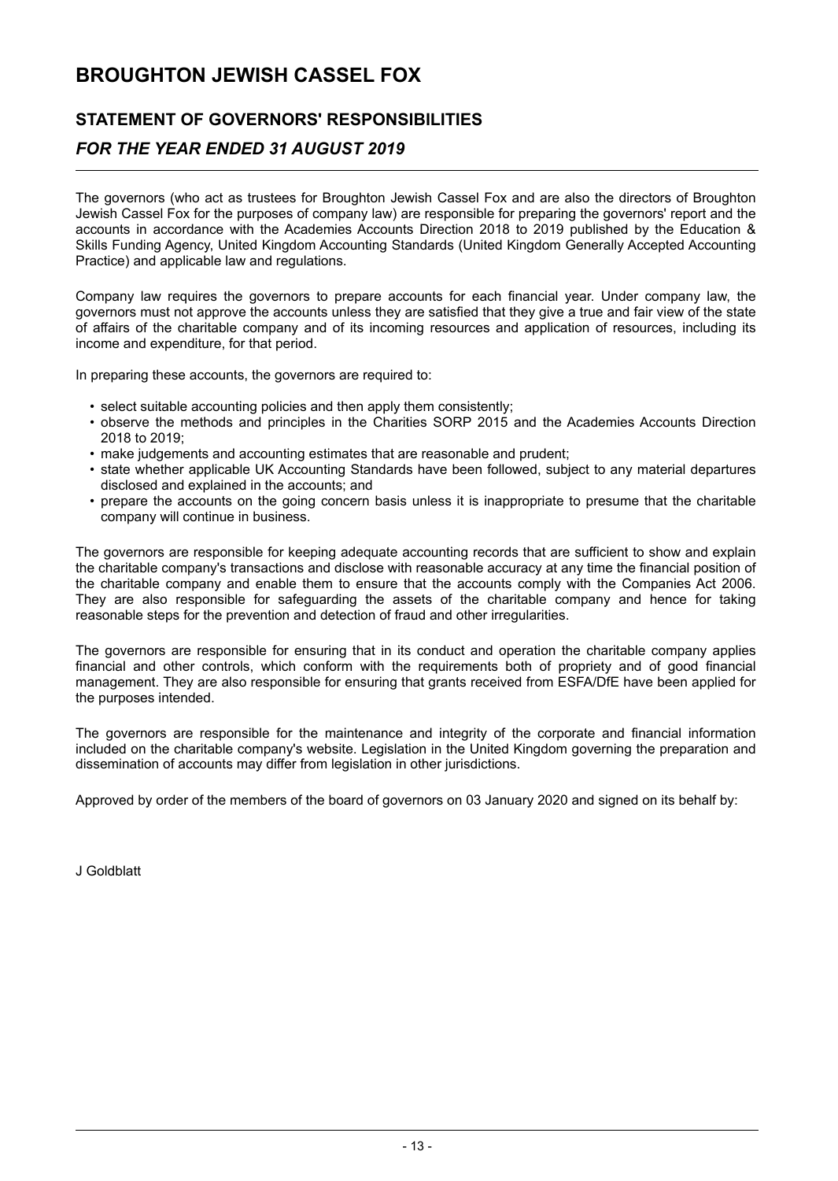# BROUGHTON JEWISH CASSEL FOX

## STATEMENT OF GOVERNORS' RESPONSIBILITIES

### *FOR THE YEAR ENDED 31 AUGUST 2019*

The governors (who act as trustees for Broughton Jewish Cassel Fox and are also the directors of Broughton Jewish Cassel Fox for the purposes of company law) are responsible for preparing the governors' report and the accounts in accordance with the Academies Accounts Direction 2018 to 2019 published by the Education & Skills Funding Agency, United Kingdom Accounting Standards (United Kingdom Generally Accepted Accounting Practice) and applicable law and regulations.

Company law requires the governors to prepare accounts for each financial year. Under company law, the governors must not approve the accounts unless they are satisfied that they give a true and fair view of the state of affairs of the charitable company and of its incoming resources and application of resources, including its income and expenditure, for that period.

In preparing these accounts, the governors are required to:

- select suitable accounting policies and then apply them consistently;
- observe the methods and principles in the Charities SORP 2015 and the Academies Accounts Direction 2018 to 2019;
- make judgements and accounting estimates that are reasonable and prudent;
- state whether applicable UK Accounting Standards have been followed, subject to any material departures disclosed and explained in the accounts; and
- prepare the accounts on the going concern basis unless it is inappropriate to presume that the charitable company will continue in business.

The governors are responsible for keeping adequate accounting records that are sufficient to show and explain the charitable company's transactions and disclose with reasonable accuracy at any time the financial position of the charitable company and enable them to ensure that the accounts comply with the Companies Act 2006. They are also responsible for safeguarding the assets of the charitable company and hence for taking reasonable steps for the prevention and detection of fraud and other irregularities.

The governors are responsible for ensuring that in its conduct and operation the charitable company applies financial and other controls, which conform with the requirements both of propriety and of good financial management. They are also responsible for ensuring that grants received from ESFA/DfE have been applied for the purposes intended.

The governors are responsible for the maintenance and integrity of the corporate and financial information included on the charitable company's website. Legislation in the United Kingdom governing the preparation and dissemination of accounts may differ from legislation in other jurisdictions.

Approved by order of the members of the board of governors on 03 January 2020 and signed on its behalf by:

J Goldblatt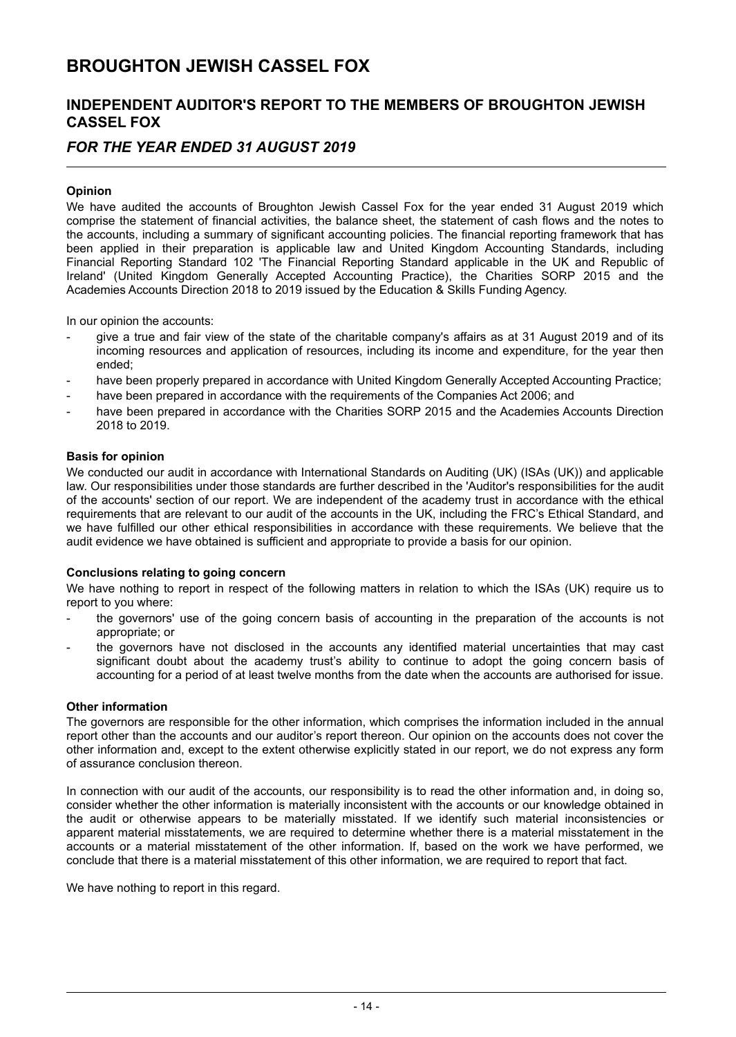# BROUGHTON JEWISH CASSEL FOX

## INDEPENDENT AUDITOR'S REPORT TO THE MEMBERS OF BROUGHTON JEWISH CASSEL FOX

### *FOR THE YEAR ENDED 31 AUGUST 2019*

**Opinion**

We have audited the accounts of Broughton Jewish Cassel Fox for the year ended 31 August 2019 which comprise the statement of financial activities, the balance sheet, the statement of cash flows and the notes to the accounts, including a summary of significant accounting policies. The financial reporting framework that has been applied in their preparation is applicable law and United Kingdom Accounting Standards, including Financial Reporting Standard 102 'The Financial Reporting Standard applicable in the UK and Republic of Ireland' (United Kingdom Generally Accepted Accounting Practice), the Charities SORP 2015 and the Academies Accounts Direction 2018 to 2019 issued by the Education & Skills Funding Agency.

In our opinion the accounts:

- give a true and fair view of the state of the charitable company's affairs as at 31 August 2019 and of its incoming resources and application of resources, including its income and expenditure, for the year then ended;
- have been properly prepared in accordance with United Kingdom Generally Accepted Accounting Practice;
- have been prepared in accordance with the requirements of the Companies Act 2006; and
- have been prepared in accordance with the Charities SORP 2015 and the Academies Accounts Direction 2018 to 2019.

**Basis for opinion**

We conducted our audit in accordance with International Standards on Auditing (UK) (ISAs (UK)) and applicable law. Our responsibilities under those standards are further described in the 'Auditor's responsibilities for the audit of the accounts' section of our report. We are independent of the academy trust in accordance with the ethical requirements that are relevant to our audit of the accounts in the UK, including the FRC's Ethical Standard, and we have fulfilled our other ethical responsibilities in accordance with these requirements. We believe that the audit evidence we have obtained is sufficient and appropriate to provide a basis for our opinion.

**Conclusions relating to going concern**

We have nothing to report in respect of the following matters in relation to which the ISAs (UK) require us to report to you where:

- the governors' use of the going concern basis of accounting in the preparation of the accounts is not appropriate; or
- the governors have not disclosed in the accounts any identified material uncertainties that may cast significant doubt about the academy trust's ability to continue to adopt the going concern basis of accounting for a period of at least twelve months from the date when the accounts are authorised for issue.

**Other information**

The governors are responsible for the other information, which comprises the information included in the annual report other than the accounts and our auditor's report thereon. Our opinion on the accounts does not cover the other information and, except to the extent otherwise explicitly stated in our report, we do not express any form of assurance conclusion thereon.

In connection with our audit of the accounts, our responsibility is to read the other information and, in doing so, consider whether the other information is materially inconsistent with the accounts or our knowledge obtained in the audit or otherwise appears to be materially misstated. If we identify such material inconsistencies or apparent material misstatements, we are required to determine whether there is a material misstatement in the accounts or a material misstatement of the other information. If, based on the work we have performed, we conclude that there is a material misstatement of this other information, we are required to report that fact.

We have nothing to report in this regard.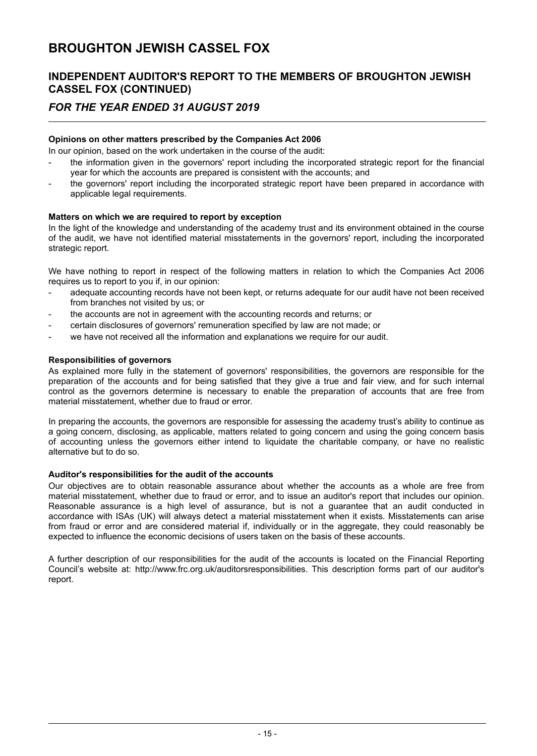# BROUGHTON JEWISH CASSEL FOX

## INDEPENDENT AUDITOR'S REPORT TO THE MEMBERS OF BROUGHTON JEWISH CASSEL FOX (CONTINUED)

## *FOR THE YEAR ENDED 31 AUGUST 2019*

**Opinions on other matters prescribed by the Companies Act 2006**

In our opinion, based on the work undertaken in the course of the audit:

- the information given in the governors' report including the incorporated strategic report for the financial year for which the accounts are prepared is consistent with the accounts; and
- the governors' report including the incorporated strategic report have been prepared in accordance with applicable legal requirements.

**Matters on which we are required to report by exception**

In the light of the knowledge and understanding of the academy trust and its environment obtained in the course of the audit, we have not identified material misstatements in the governors' report, including the incorporated strategic report.

We have nothing to report in respect of the following matters in relation to which the Companies Act 2006 requires us to report to you if, in our opinion:

- adequate accounting records have not been kept, or returns adequate for our audit have not been received from branches not visited by us; or
- the accounts are not in agreement with the accounting records and returns; or
- certain disclosures of governors' remuneration specified by law are not made; or
- we have not received all the information and explanations we require for our audit.

**Responsibilities of governors**

As explained more fully in the statement of governors' responsibilities, the governors are responsible for the preparation of the accounts and for being satisfied that they give a true and fair view, and for such internal control as the governors determine is necessary to enable the preparation of accounts that are free from material misstatement, whether due to fraud or error.

In preparing the accounts, the governors are responsible for assessing the academy trust’s ability to continue as a going concern, disclosing, as applicable, matters related to going concern and using the going concern basis of accounting unless the governors either intend to liquidate the charitable company, or have no realistic alternative but to do so.

**Auditor's responsibilities for the audit of the accounts**

Our objectives are to obtain reasonable assurance about whether the accounts as a whole are free from material misstatement, whether due to fraud or error, and to issue an auditor's report that includes our opinion. Reasonable assurance is a high level of assurance, but is not a guarantee that an audit conducted in accordance with ISAs (UK) will always detect a material misstatement when it exists. Misstatements can arise from fraud or error and are considered material if, individually or in the aggregate, they could reasonably be expected to influence the economic decisions of users taken on the basis of these accounts.

A further description of our responsibilities for the audit of the accounts is located on the Financial Reporting Council’s website at: http://www.frc.org.uk/auditorsresponsibilities. This description forms part of our auditor's report.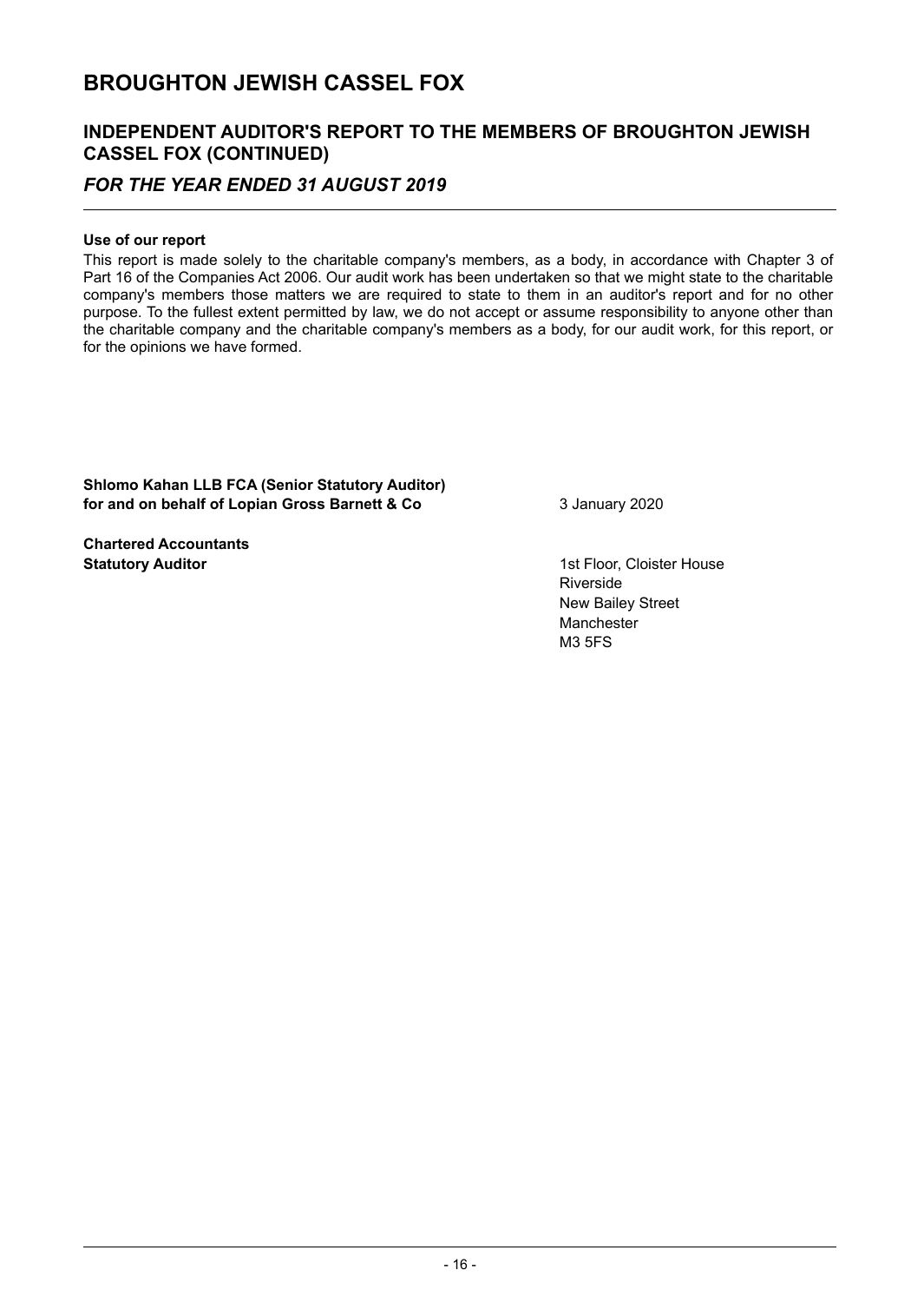# BROUGHTON JEWISH CASSEL FOX

## INDEPENDENT AUDITOR'S REPORT TO THE MEMBERS OF BROUGHTON JEWISH CASSEL FOX (CONTINUED)

### *FOR THE YEAR ENDED 31 AUGUST 2019*

**Use of our report**

This report is made solely to the charitable company's members, as a body, in accordance with Chapter 3 of Part 16 of the Companies Act 2006. Our audit work has been undertaken so that we might state to the charitable company's members those matters we are required to state to them in an auditor's report and for no other purpose. To the fullest extent permitted by law, we do not accept or assume responsibility to anyone other than the charitable company and the charitable company's members as a body, for our audit work, for this report, or for the opinions we have formed.

**Shlomo Kahan LLB FCA (Senior Statutory Auditor)**
**for and on behalf of Lopian Gross Barnett & Co**

3 January 2020

**Chartered Accountants**
**Statutory Auditor**

1st Floor, Cloister House
Riverside
New Bailey Street
Manchester
M3 5FS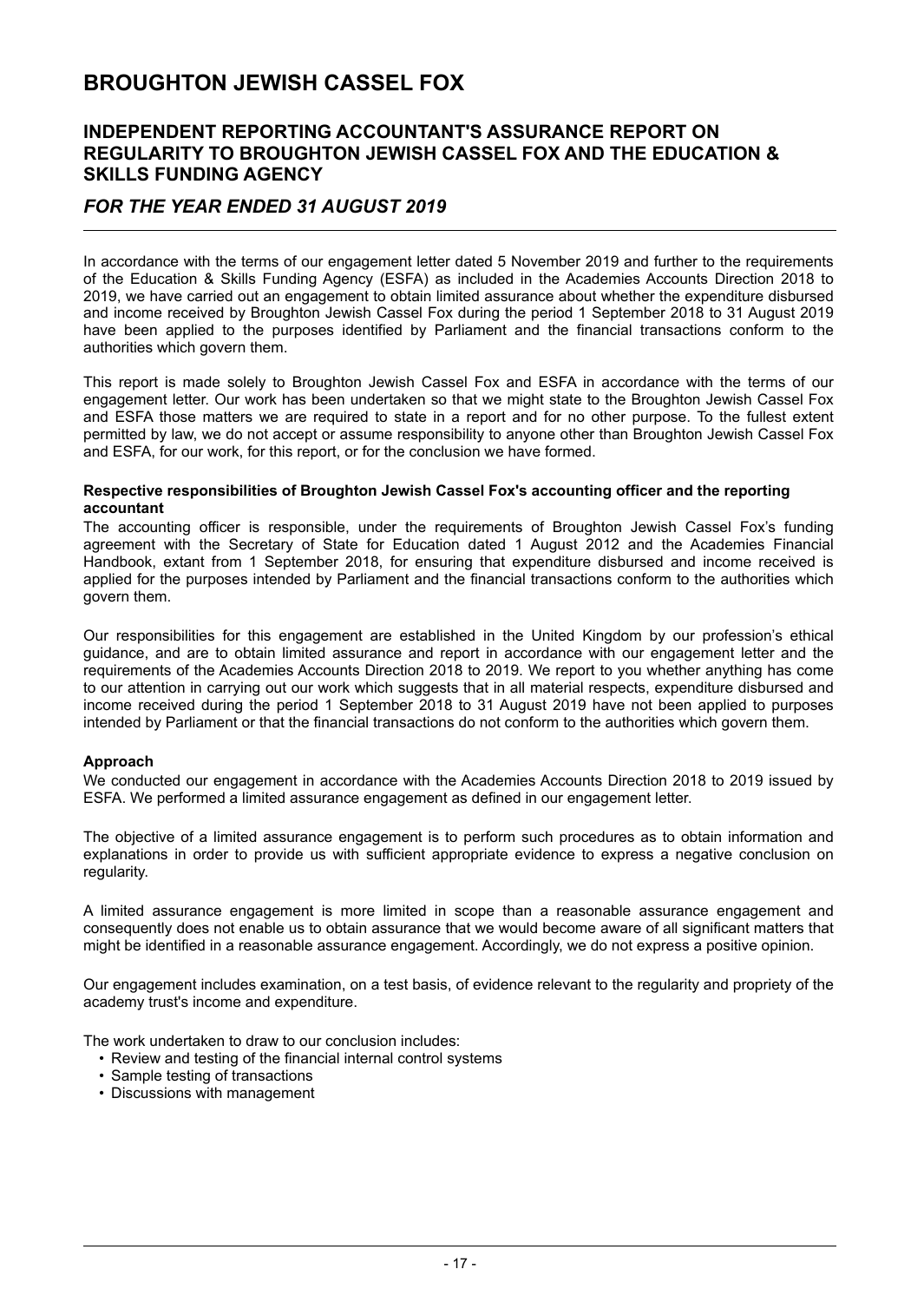# BROUGHTON JEWISH CASSEL FOX

## INDEPENDENT REPORTING ACCOUNTANT'S ASSURANCE REPORT ON REGULARITY TO BROUGHTON JEWISH CASSEL FOX AND THE EDUCATION & SKILLS FUNDING AGENCY

### *FOR THE YEAR ENDED 31 AUGUST 2019*

In accordance with the terms of our engagement letter dated 5 November 2019 and further to the requirements of the Education & Skills Funding Agency (ESFA) as included in the Academies Accounts Direction 2018 to 2019, we have carried out an engagement to obtain limited assurance about whether the expenditure disbursed and income received by Broughton Jewish Cassel Fox during the period 1 September 2018 to 31 August 2019 have been applied to the purposes identified by Parliament and the financial transactions conform to the authorities which govern them.

This report is made solely to Broughton Jewish Cassel Fox and ESFA in accordance with the terms of our engagement letter. Our work has been undertaken so that we might state to the Broughton Jewish Cassel Fox and ESFA those matters we are required to state in a report and for no other purpose. To the fullest extent permitted by law, we do not accept or assume responsibility to anyone other than Broughton Jewish Cassel Fox and ESFA, for our work, for this report, or for the conclusion we have formed.

**Respective responsibilities of Broughton Jewish Cassel Fox's accounting officer and the reporting accountant**

The accounting officer is responsible, under the requirements of Broughton Jewish Cassel Fox's funding agreement with the Secretary of State for Education dated 1 August 2012 and the Academies Financial Handbook, extant from 1 September 2018, for ensuring that expenditure disbursed and income received is applied for the purposes intended by Parliament and the financial transactions conform to the authorities which govern them.

Our responsibilities for this engagement are established in the United Kingdom by our profession's ethical guidance, and are to obtain limited assurance and report in accordance with our engagement letter and the requirements of the Academies Accounts Direction 2018 to 2019. We report to you whether anything has come to our attention in carrying out our work which suggests that in all material respects, expenditure disbursed and income received during the period 1 September 2018 to 31 August 2019 have not been applied to purposes intended by Parliament or that the financial transactions do not conform to the authorities which govern them.

**Approach**

We conducted our engagement in accordance with the Academies Accounts Direction 2018 to 2019 issued by ESFA. We performed a limited assurance engagement as defined in our engagement letter.

The objective of a limited assurance engagement is to perform such procedures as to obtain information and explanations in order to provide us with sufficient appropriate evidence to express a negative conclusion on regularity.

A limited assurance engagement is more limited in scope than a reasonable assurance engagement and consequently does not enable us to obtain assurance that we would become aware of all significant matters that might be identified in a reasonable assurance engagement. Accordingly, we do not express a positive opinion.

Our engagement includes examination, on a test basis, of evidence relevant to the regularity and propriety of the academy trust's income and expenditure.

The work undertaken to draw to our conclusion includes:

- Review and testing of the financial internal control systems
- Sample testing of transactions
- Discussions with management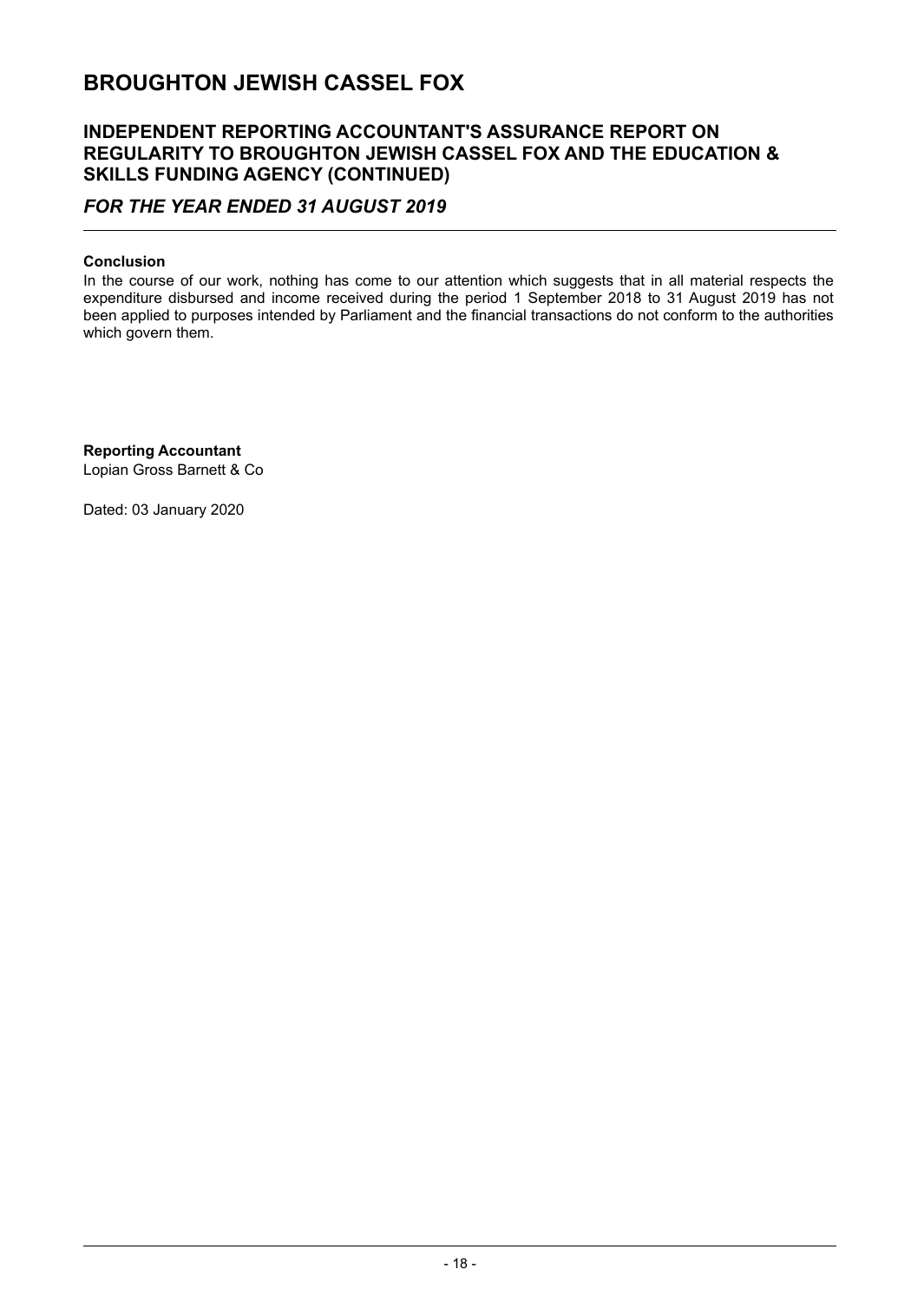# BROUGHTON JEWISH CASSEL FOX

## INDEPENDENT REPORTING ACCOUNTANT'S ASSURANCE REPORT ON REGULARITY TO BROUGHTON JEWISH CASSEL FOX AND THE EDUCATION & SKILLS FUNDING AGENCY (CONTINUED)

### *FOR THE YEAR ENDED 31 AUGUST 2019*

**Conclusion**

In the course of our work, nothing has come to our attention which suggests that in all material respects the expenditure disbursed and income received during the period 1 September 2018 to 31 August 2019 has not been applied to purposes intended by Parliament and the financial transactions do not conform to the authorities which govern them.

**Reporting Accountant**
Lopian Gross Barnett & Co

Dated: 03 January 2020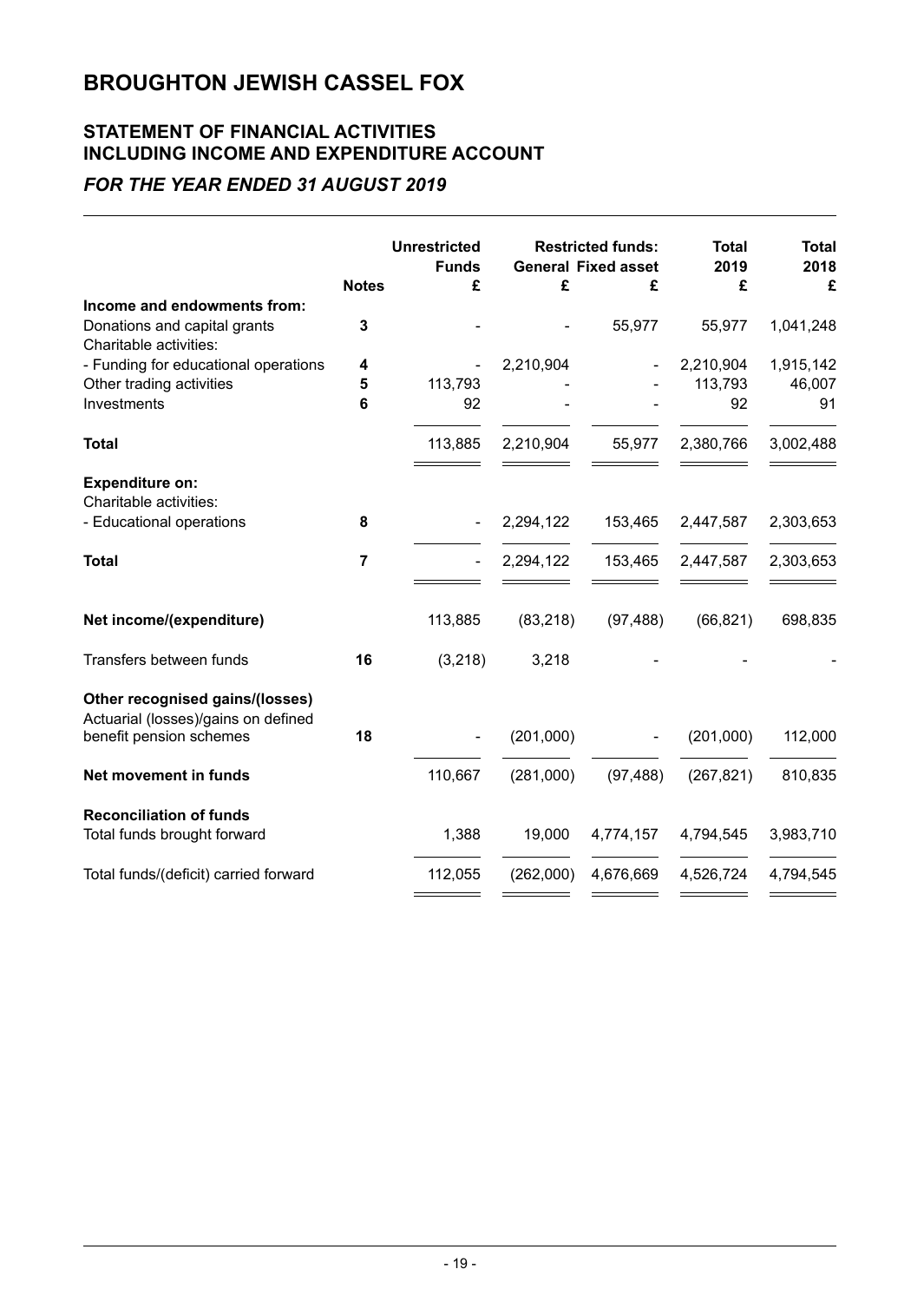# BROUGHTON JEWISH CASSEL FOX

## STATEMENT OF FINANCIAL ACTIVITIES INCLUDING INCOME AND EXPENDITURE ACCOUNT

### *FOR THE YEAR ENDED 31 AUGUST 2019*

| | Notes | Unrestricted Funds £ | Restricted funds: General £ | Restricted funds: Fixed asset £ | Total 2019 £ | Total 2018 £ |
|---|---|---|---|---|---|---|
| **Income and endowments from:** | | | | | | |
| Donations and capital grants | 3 | - | - | 55,977 | 55,977 | 1,041,248 |
| Charitable activities: | | | | | | |
| - Funding for educational operations | 4 | - | 2,210,904 | - | 2,210,904 | 1,915,142 |
| Other trading activities | 5 | 113,793 | - | - | 113,793 | 46,007 |
| Investments | 6 | 92 | - | - | 92 | 91 |
| **Total** | | 113,885 | 2,210,904 | 55,977 | 2,380,766 | 3,002,488 |
| **Expenditure on:** | | | | | | |
| Charitable activities: | | | | | | |
| - Educational operations | 8 | - | 2,294,122 | 153,465 | 2,447,587 | 2,303,653 |
| **Total** | 7 | - | 2,294,122 | 153,465 | 2,447,587 | 2,303,653 |
| **Net income/(expenditure)** | | 113,885 | (83,218) | (97,488) | (66,821) | 698,835 |
| Transfers between funds | 16 | (3,218) | 3,218 | - | - | - |
| **Other recognised gains/(losses)** | | | | | | |
| Actuarial (losses)/gains on defined benefit pension schemes | 18 | - | (201,000) | - | (201,000) | 112,000 |
| **Net movement in funds** | | 110,667 | (281,000) | (97,488) | (267,821) | 810,835 |
| **Reconciliation of funds** | | | | | | |
| Total funds brought forward | | 1,388 | 19,000 | 4,774,157 | 4,794,545 | 3,983,710 |
| Total funds/(deficit) carried forward | | 112,055 | (262,000) | 4,676,669 | 4,526,724 | 4,794,545 |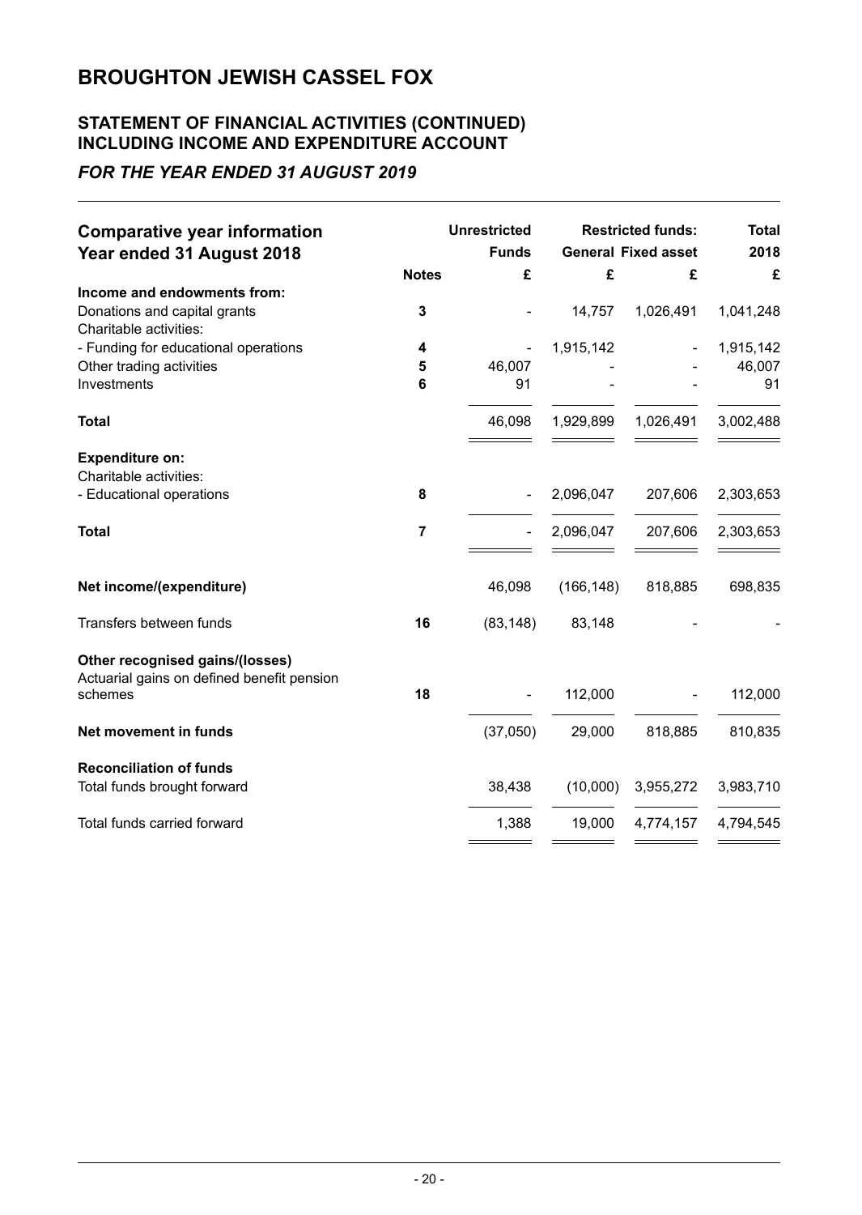# BROUGHTON JEWISH CASSEL FOX

## STATEMENT OF FINANCIAL ACTIVITIES (CONTINUED) INCLUDING INCOME AND EXPENDITURE ACCOUNT

### *FOR THE YEAR ENDED 31 AUGUST 2019*

| **Comparative year information Year ended 31 August 2018** | **Notes** | **Unrestricted Funds £** | **Restricted funds: General £** | **Restricted funds: Fixed asset £** | **Total 2018 £** |
|---|---|---|---|---|---|
| **Income and endowments from:** | | | | | |
| Donations and capital grants | 3 | - | 14,757 | 1,026,491 | 1,041,248 |
| Charitable activities: | | | | | |
| - Funding for educational operations | 4 | - | 1,915,142 | - | 1,915,142 |
| Other trading activities | 5 | 46,007 | - | - | 46,007 |
| Investments | 6 | 91 | - | - | 91 |
| **Total** | | 46,098 | 1,929,899 | 1,026,491 | 3,002,488 |
| **Expenditure on:** | | | | | |
| Charitable activities: | | | | | |
| - Educational operations | 8 | - | 2,096,047 | 207,606 | 2,303,653 |
| **Total** | 7 | - | 2,096,047 | 207,606 | 2,303,653 |
| **Net income/(expenditure)** | | 46,098 | (166,148) | 818,885 | 698,835 |
| Transfers between funds | 16 | (83,148) | 83,148 | - | - |
| **Other recognised gains/(losses)** | | | | | |
| Actuarial gains on defined benefit pension schemes | 18 | - | 112,000 | - | 112,000 |
| **Net movement in funds** | | (37,050) | 29,000 | 818,885 | 810,835 |
| **Reconciliation of funds** | | | | | |
| Total funds brought forward | | 38,438 | (10,000) | 3,955,272 | 3,983,710 |
| Total funds carried forward | | 1,388 | 19,000 | 4,774,157 | 4,794,545 |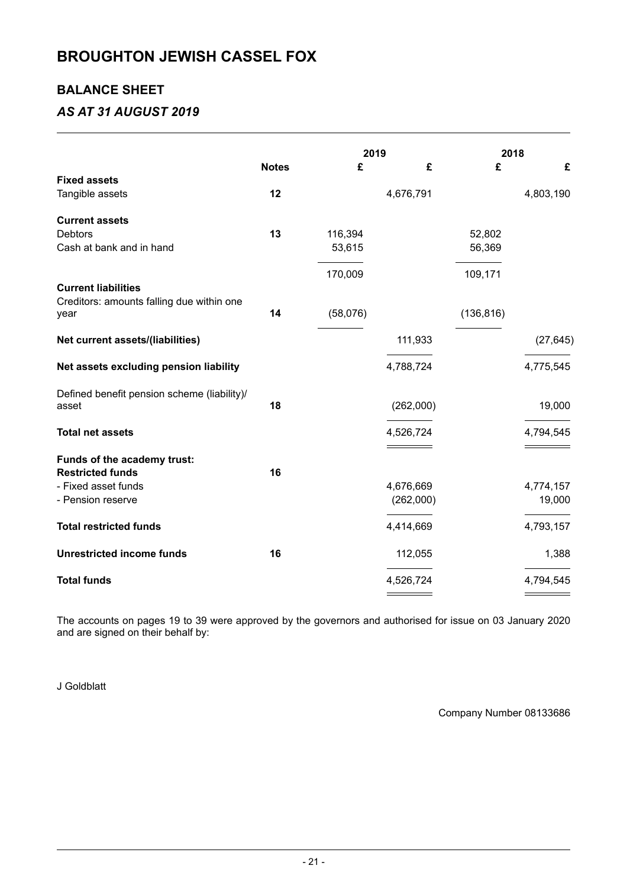# BROUGHTON JEWISH CASSEL FOX

## BALANCE SHEET

### *AS AT 31 AUGUST 2019*

| | Notes | 2019 £ | 2019 £ | 2018 £ | 2018 £ |
|---|---|---|---|---|---|
| **Fixed assets** | | | | | |
| Tangible assets | 12 | | 4,676,791 | | 4,803,190 |
| **Current assets** | | | | | |
| Debtors | 13 | 116,394 | | 52,802 | |
| Cash at bank and in hand | | 53,615 | | 56,369 | |
| | | 170,009 | | 109,171 | |
| **Current liabilities** | | | | | |
| Creditors: amounts falling due within one year | 14 | (58,076) | | (136,816) | |
| **Net current assets/(liabilities)** | | | 111,933 | | (27,645) |
| **Net assets excluding pension liability** | | | 4,788,724 | | 4,775,545 |
| Defined benefit pension scheme (liability)/ asset | 18 | | (262,000) | | 19,000 |
| **Total net assets** | | | 4,526,724 | | 4,794,545 |
| **Funds of the academy trust:** | | | | | |
| **Restricted funds** | 16 | | | | |
| - Fixed asset funds | | | 4,676,669 | | 4,774,157 |
| - Pension reserve | | | (262,000) | | 19,000 |
| **Total restricted funds** | | | 4,414,669 | | 4,793,157 |
| **Unrestricted income funds** | 16 | | 112,055 | | 1,388 |
| **Total funds** | | | 4,526,724 | | 4,794,545 |

The accounts on pages 19 to 39 were approved by the governors and authorised for issue on 03 January 2020 and are signed on their behalf by:

J Goldblatt

Company Number 08133686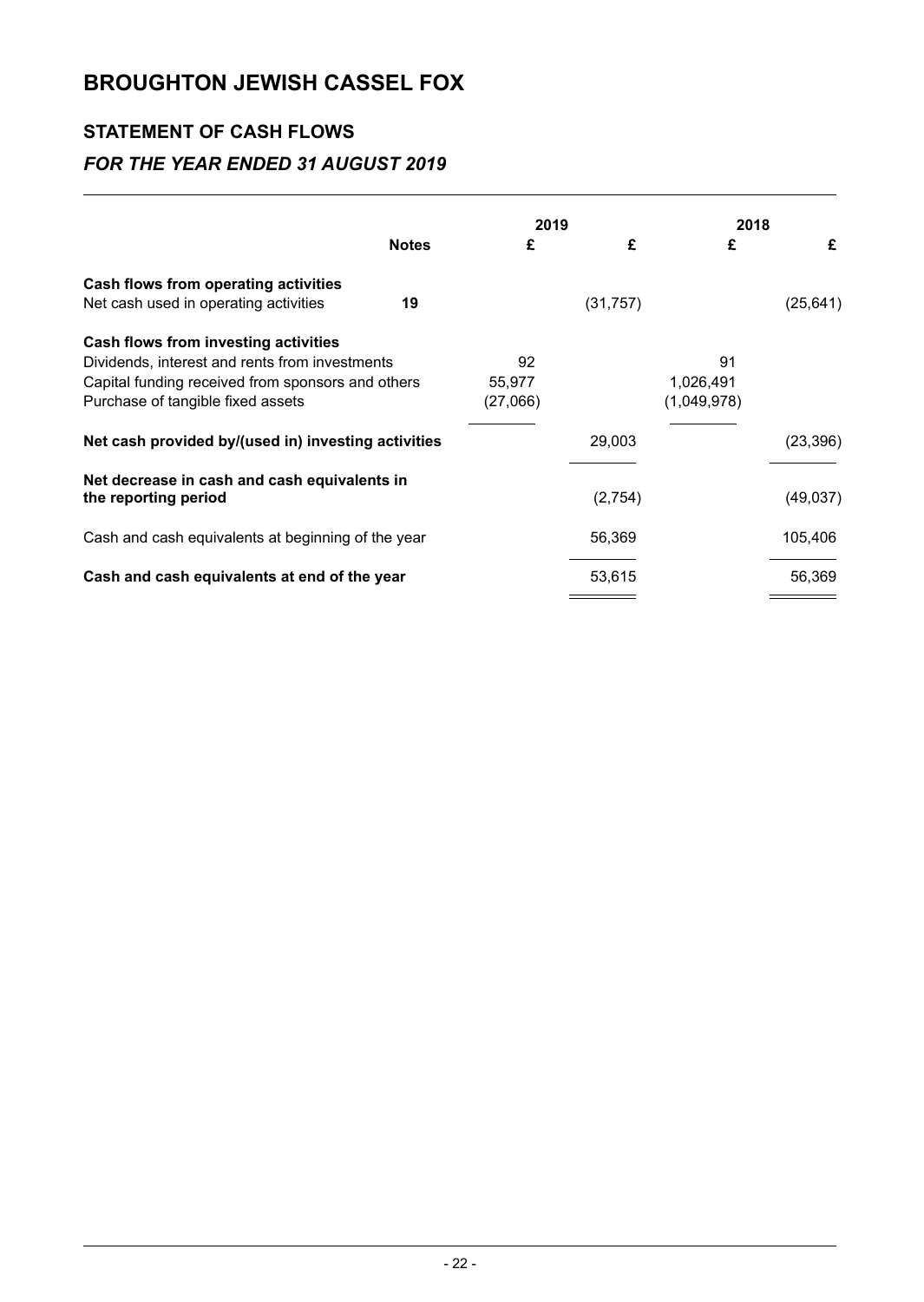# BROUGHTON JEWISH CASSEL FOX

## STATEMENT OF CASH FLOWS

### *FOR THE YEAR ENDED 31 AUGUST 2019*

| | Notes | 2019 £ | 2019 £ | 2018 £ | 2018 £ |
|---|---|---|---|---|---|
| **Cash flows from operating activities** | | | | | |
| Net cash used in operating activities | **19** | | (31,757) | | (25,641) |
| **Cash flows from investing activities** | | | | | |
| Dividends, interest and rents from investments | | 92 | | 91 | |
| Capital funding received from sponsors and others | | 55,977 | | 1,026,491 | |
| Purchase of tangible fixed assets | | (27,066) | | (1,049,978) | |
| **Net cash provided by/(used in) investing activities** | | | 29,003 | | (23,396) |
| **Net decrease in cash and cash equivalents in the reporting period** | | | (2,754) | | (49,037) |
| Cash and cash equivalents at beginning of the year | | | 56,369 | | 105,406 |
| **Cash and cash equivalents at end of the year** | | | 53,615 | | 56,369 |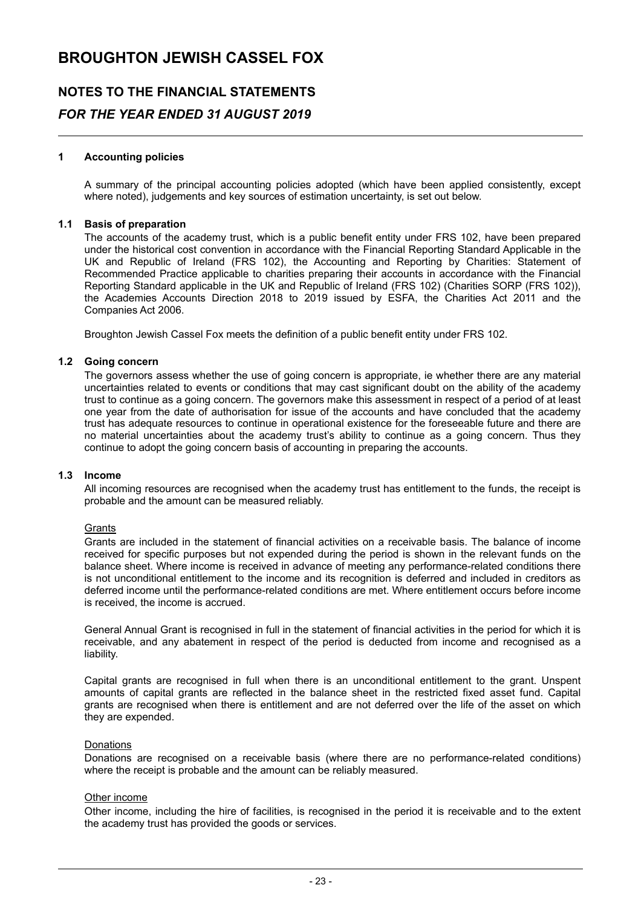# BROUGHTON JEWISH CASSEL FOX

## NOTES TO THE FINANCIAL STATEMENTS

## *FOR THE YEAR ENDED 31 AUGUST 2019*

### 1 Accounting policies

A summary of the principal accounting policies adopted (which have been applied consistently, except where noted), judgements and key sources of estimation uncertainty, is set out below.

#### 1.1 Basis of preparation

The accounts of the academy trust, which is a public benefit entity under FRS 102, have been prepared under the historical cost convention in accordance with the Financial Reporting Standard Applicable in the UK and Republic of Ireland (FRS 102), the Accounting and Reporting by Charities: Statement of Recommended Practice applicable to charities preparing their accounts in accordance with the Financial Reporting Standard applicable in the UK and Republic of Ireland (FRS 102) (Charities SORP (FRS 102)), the Academies Accounts Direction 2018 to 2019 issued by ESFA, the Charities Act 2011 and the Companies Act 2006.

Broughton Jewish Cassel Fox meets the definition of a public benefit entity under FRS 102.

#### 1.2 Going concern

The governors assess whether the use of going concern is appropriate, ie whether there are any material uncertainties related to events or conditions that may cast significant doubt on the ability of the academy trust to continue as a going concern. The governors make this assessment in respect of a period of at least one year from the date of authorisation for issue of the accounts and have concluded that the academy trust has adequate resources to continue in operational existence for the foreseeable future and there are no material uncertainties about the academy trust's ability to continue as a going concern. Thus they continue to adopt the going concern basis of accounting in preparing the accounts.

#### 1.3 Income

All incoming resources are recognised when the academy trust has entitlement to the funds, the receipt is probable and the amount can be measured reliably.

Grants

Grants are included in the statement of financial activities on a receivable basis. The balance of income received for specific purposes but not expended during the period is shown in the relevant funds on the balance sheet. Where income is received in advance of meeting any performance-related conditions there is not unconditional entitlement to the income and its recognition is deferred and included in creditors as deferred income until the performance-related conditions are met. Where entitlement occurs before income is received, the income is accrued.

General Annual Grant is recognised in full in the statement of financial activities in the period for which it is receivable, and any abatement in respect of the period is deducted from income and recognised as a liability.

Capital grants are recognised in full when there is an unconditional entitlement to the grant. Unspent amounts of capital grants are reflected in the balance sheet in the restricted fixed asset fund. Capital grants are recognised when there is entitlement and are not deferred over the life of the asset on which they are expended.

Donations

Donations are recognised on a receivable basis (where there are no performance-related conditions) where the receipt is probable and the amount can be reliably measured.

Other income

Other income, including the hire of facilities, is recognised in the period it is receivable and to the extent the academy trust has provided the goods or services.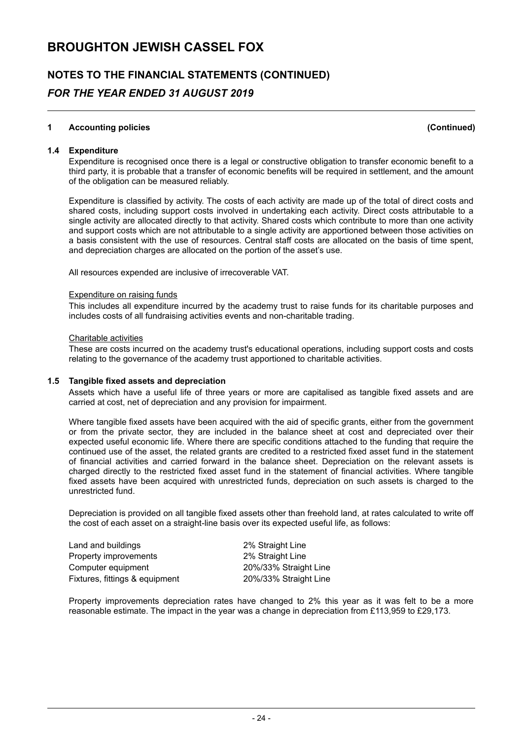## 1 Accounting policies (Continued)

### 1.4 Expenditure

Expenditure is recognised once there is a legal or constructive obligation to transfer economic benefit to a third party, it is probable that a transfer of economic benefits will be required in settlement, and the amount of the obligation can be measured reliably.

Expenditure is classified by activity. The costs of each activity are made up of the total of direct costs and shared costs, including support costs involved in undertaking each activity. Direct costs attributable to a single activity are allocated directly to that activity. Shared costs which contribute to more than one activity and support costs which are not attributable to a single activity are apportioned between those activities on a basis consistent with the use of resources. Central staff costs are allocated on the basis of time spent, and depreciation charges are allocated on the portion of the asset's use.

All resources expended are inclusive of irrecoverable VAT.

Expenditure on raising funds

This includes all expenditure incurred by the academy trust to raise funds for its charitable purposes and includes costs of all fundraising activities events and non-charitable trading.

Charitable activities

These are costs incurred on the academy trust's educational operations, including support costs and costs relating to the governance of the academy trust apportioned to charitable activities.

### 1.5 Tangible fixed assets and depreciation

Assets which have a useful life of three years or more are capitalised as tangible fixed assets and are carried at cost, net of depreciation and any provision for impairment.

Where tangible fixed assets have been acquired with the aid of specific grants, either from the government or from the private sector, they are included in the balance sheet at cost and depreciated over their expected useful economic life. Where there are specific conditions attached to the funding that require the continued use of the asset, the related grants are credited to a restricted fixed asset fund in the statement of financial activities and carried forward in the balance sheet. Depreciation on the relevant assets is charged directly to the restricted fixed asset fund in the statement of financial activities. Where tangible fixed assets have been acquired with unrestricted funds, depreciation on such assets is charged to the unrestricted fund.

Depreciation is provided on all tangible fixed assets other than freehold land, at rates calculated to write off the cost of each asset on a straight-line basis over its expected useful life, as follows:

| | |
|---|---|
| Land and buildings | 2% Straight Line |
| Property improvements | 2% Straight Line |
| Computer equipment | 20%/33% Straight Line |
| Fixtures, fittings & equipment | 20%/33% Straight Line |

Property improvements depreciation rates have changed to 2% this year as it was felt to be a more reasonable estimate. The impact in the year was a change in depreciation from £113,959 to £29,173.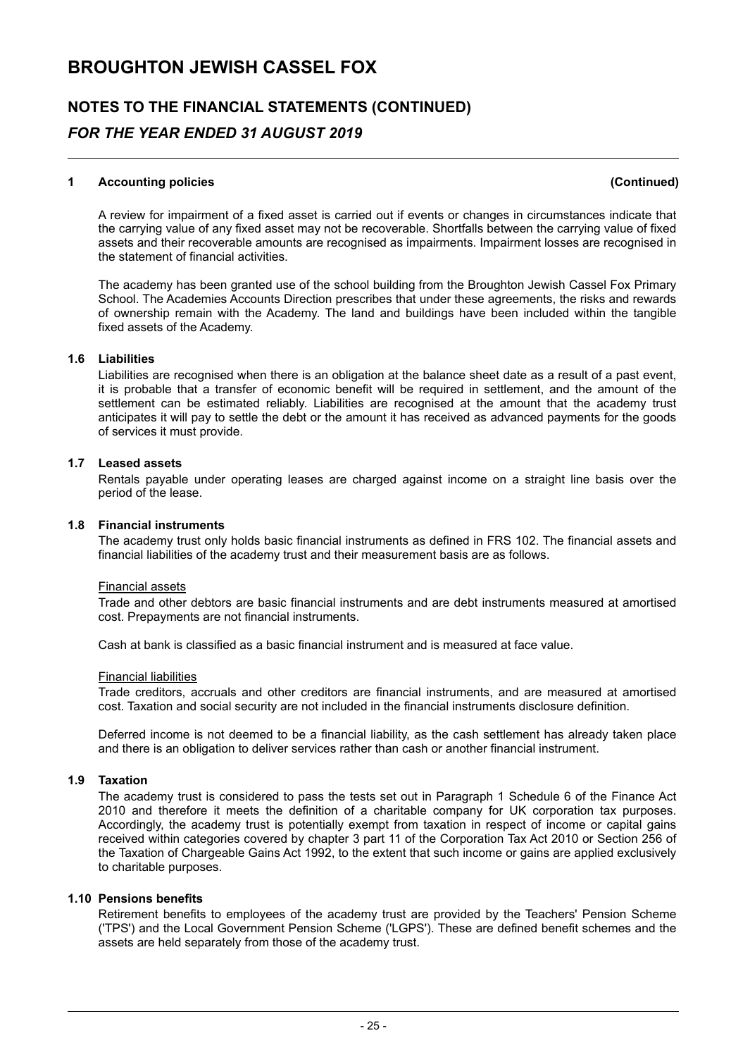## NOTES TO THE FINANCIAL STATEMENTS (CONTINUED)

### *FOR THE YEAR ENDED 31 AUGUST 2019*

**1 Accounting policies (Continued)**

A review for impairment of a fixed asset is carried out if events or changes in circumstances indicate that the carrying value of any fixed asset may not be recoverable. Shortfalls between the carrying value of fixed assets and their recoverable amounts are recognised as impairments. Impairment losses are recognised in the statement of financial activities.

The academy has been granted use of the school building from the Broughton Jewish Cassel Fox Primary School. The Academies Accounts Direction prescribes that under these agreements, the risks and rewards of ownership remain with the Academy. The land and buildings have been included within the tangible fixed assets of the Academy.

**1.6 Liabilities**

Liabilities are recognised when there is an obligation at the balance sheet date as a result of a past event, it is probable that a transfer of economic benefit will be required in settlement, and the amount of the settlement can be estimated reliably. Liabilities are recognised at the amount that the academy trust anticipates it will pay to settle the debt or the amount it has received as advanced payments for the goods of services it must provide.

**1.7 Leased assets**

Rentals payable under operating leases are charged against income on a straight line basis over the period of the lease.

**1.8 Financial instruments**

The academy trust only holds basic financial instruments as defined in FRS 102. The financial assets and financial liabilities of the academy trust and their measurement basis are as follows.

Financial assets

Trade and other debtors are basic financial instruments and are debt instruments measured at amortised cost. Prepayments are not financial instruments.

Cash at bank is classified as a basic financial instrument and is measured at face value.

Financial liabilities

Trade creditors, accruals and other creditors are financial instruments, and are measured at amortised cost. Taxation and social security are not included in the financial instruments disclosure definition.

Deferred income is not deemed to be a financial liability, as the cash settlement has already taken place and there is an obligation to deliver services rather than cash or another financial instrument.

**1.9 Taxation**

The academy trust is considered to pass the tests set out in Paragraph 1 Schedule 6 of the Finance Act 2010 and therefore it meets the definition of a charitable company for UK corporation tax purposes. Accordingly, the academy trust is potentially exempt from taxation in respect of income or capital gains received within categories covered by chapter 3 part 11 of the Corporation Tax Act 2010 or Section 256 of the Taxation of Chargeable Gains Act 1992, to the extent that such income or gains are applied exclusively to charitable purposes.

**1.10 Pensions benefits**

Retirement benefits to employees of the academy trust are provided by the Teachers' Pension Scheme ('TPS') and the Local Government Pension Scheme ('LGPS'). These are defined benefit schemes and the assets are held separately from those of the academy trust.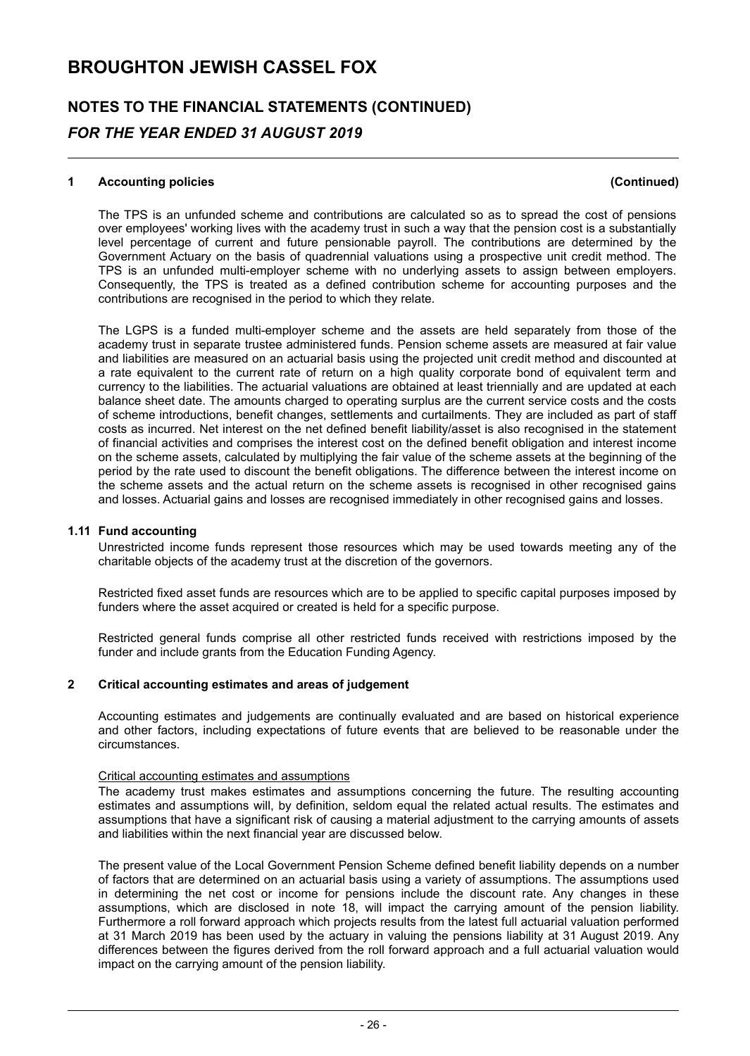# BROUGHTON JEWISH CASSEL FOX

## NOTES TO THE FINANCIAL STATEMENTS (CONTINUED)

### *FOR THE YEAR ENDED 31 AUGUST 2019*

**1 Accounting policies (Continued)**

The TPS is an unfunded scheme and contributions are calculated so as to spread the cost of pensions over employees' working lives with the academy trust in such a way that the pension cost is a substantially level percentage of current and future pensionable payroll. The contributions are determined by the Government Actuary on the basis of quadrennial valuations using a prospective unit credit method. The TPS is an unfunded multi-employer scheme with no underlying assets to assign between employers. Consequently, the TPS is treated as a defined contribution scheme for accounting purposes and the contributions are recognised in the period to which they relate.

The LGPS is a funded multi-employer scheme and the assets are held separately from those of the academy trust in separate trustee administered funds. Pension scheme assets are measured at fair value and liabilities are measured on an actuarial basis using the projected unit credit method and discounted at a rate equivalent to the current rate of return on a high quality corporate bond of equivalent term and currency to the liabilities. The actuarial valuations are obtained at least triennially and are updated at each balance sheet date. The amounts charged to operating surplus are the current service costs and the costs of scheme introductions, benefit changes, settlements and curtailments. They are included as part of staff costs as incurred. Net interest on the net defined benefit liability/asset is also recognised in the statement of financial activities and comprises the interest cost on the defined benefit obligation and interest income on the scheme assets, calculated by multiplying the fair value of the scheme assets at the beginning of the period by the rate used to discount the benefit obligations. The difference between the interest income on the scheme assets and the actual return on the scheme assets is recognised in other recognised gains and losses. Actuarial gains and losses are recognised immediately in other recognised gains and losses.

**1.11 Fund accounting**

Unrestricted income funds represent those resources which may be used towards meeting any of the charitable objects of the academy trust at the discretion of the governors.

Restricted fixed asset funds are resources which are to be applied to specific capital purposes imposed by funders where the asset acquired or created is held for a specific purpose.

Restricted general funds comprise all other restricted funds received with restrictions imposed by the funder and include grants from the Education Funding Agency.

**2 Critical accounting estimates and areas of judgement**

Accounting estimates and judgements are continually evaluated and are based on historical experience and other factors, including expectations of future events that are believed to be reasonable under the circumstances.

Critical accounting estimates and assumptions

The academy trust makes estimates and assumptions concerning the future. The resulting accounting estimates and assumptions will, by definition, seldom equal the related actual results. The estimates and assumptions that have a significant risk of causing a material adjustment to the carrying amounts of assets and liabilities within the next financial year are discussed below.

The present value of the Local Government Pension Scheme defined benefit liability depends on a number of factors that are determined on an actuarial basis using a variety of assumptions. The assumptions used in determining the net cost or income for pensions include the discount rate. Any changes in these assumptions, which are disclosed in note 18, will impact the carrying amount of the pension liability. Furthermore a roll forward approach which projects results from the latest full actuarial valuation performed at 31 March 2019 has been used by the actuary in valuing the pensions liability at 31 August 2019. Any differences between the figures derived from the roll forward approach and a full actuarial valuation would impact on the carrying amount of the pension liability.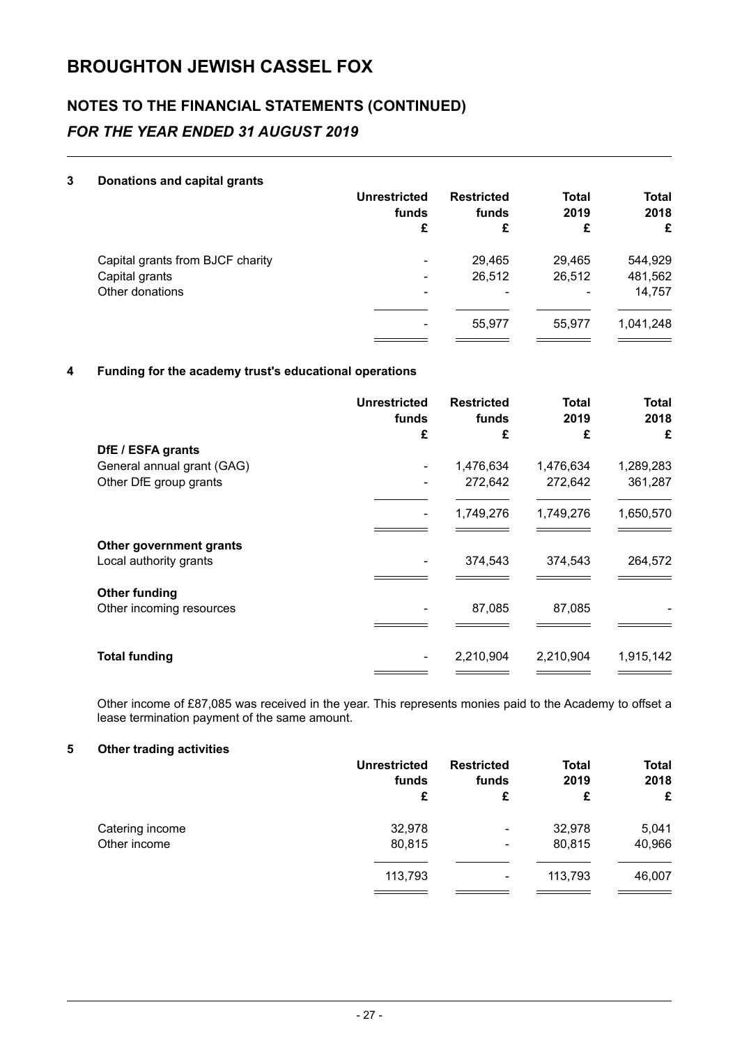# BROUGHTON JEWISH CASSEL FOX

## NOTES TO THE FINANCIAL STATEMENTS (CONTINUED)

### *FOR THE YEAR ENDED 31 AUGUST 2019*

### 3 Donations and capital grants

| | Unrestricted funds £ | Restricted funds £ | Total 2019 £ | Total 2018 £ |
|---|---|---|---|---|
| Capital grants from BJCF charity | - | 29,465 | 29,465 | 544,929 |
| Capital grants | - | 26,512 | 26,512 | 481,562 |
| Other donations | - | - | - | 14,757 |
| | - | 55,977 | 55,977 | 1,041,248 |

### 4 Funding for the academy trust's educational operations

| | Unrestricted funds £ | Restricted funds £ | Total 2019 £ | Total 2018 £ |
|---|---|---|---|---|
| **DfE / ESFA grants** | | | | |
| General annual grant (GAG) | - | 1,476,634 | 1,476,634 | 1,289,283 |
| Other DfE group grants | - | 272,642 | 272,642 | 361,287 |
| | - | 1,749,276 | 1,749,276 | 1,650,570 |
| **Other government grants** | | | | |
| Local authority grants | - | 374,543 | 374,543 | 264,572 |
| **Other funding** | | | | |
| Other incoming resources | - | 87,085 | 87,085 | - |
| **Total funding** | - | 2,210,904 | 2,210,904 | 1,915,142 |

Other income of £87,085 was received in the year. This represents monies paid to the Academy to offset a lease termination payment of the same amount.

### 5 Other trading activities

| | Unrestricted funds £ | Restricted funds £ | Total 2019 £ | Total 2018 £ |
|---|---|---|---|---|
| Catering income | 32,978 | - | 32,978 | 5,041 |
| Other income | 80,815 | - | 80,815 | 40,966 |
| | 113,793 | - | 113,793 | 46,007 |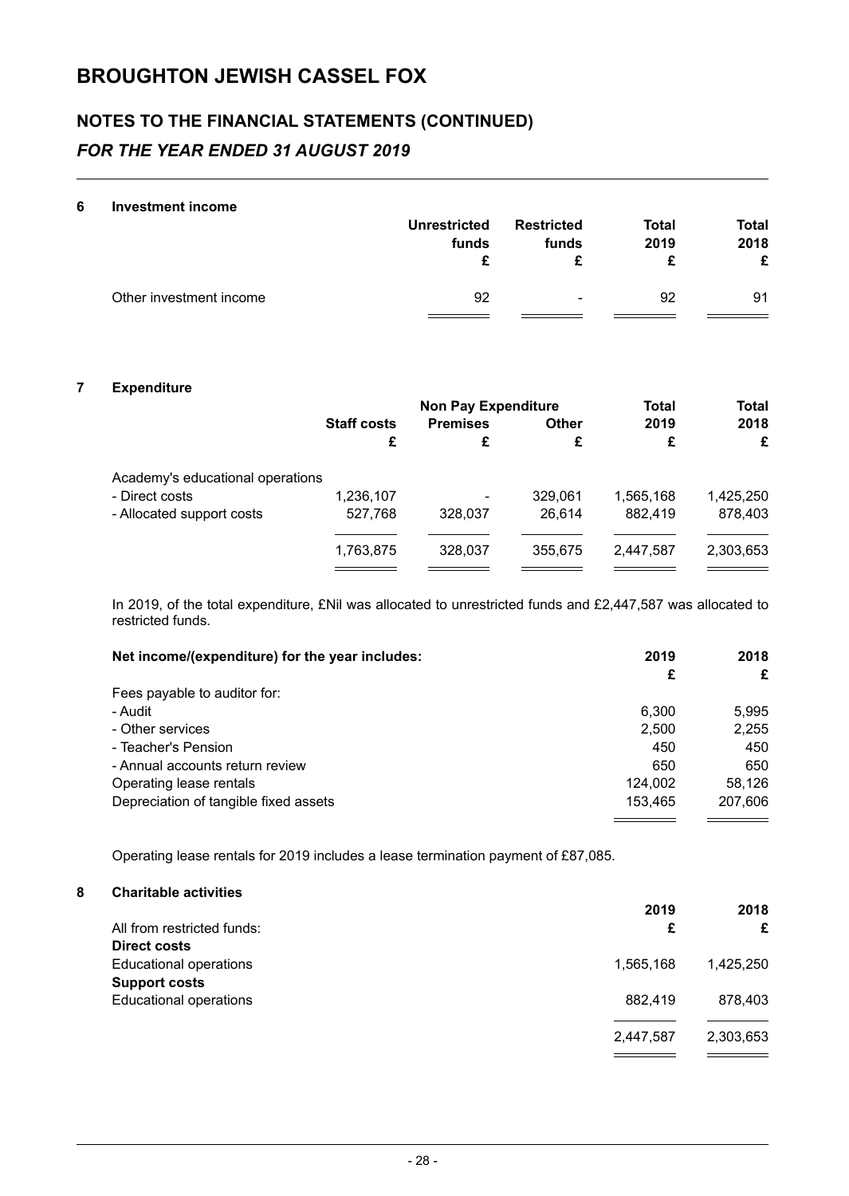# BROUGHTON JEWISH CASSEL FOX

## NOTES TO THE FINANCIAL STATEMENTS (CONTINUED)

### *FOR THE YEAR ENDED 31 AUGUST 2019*

**6 Investment income**

| | Unrestricted funds £ | Restricted funds £ | Total 2019 £ | Total 2018 £ |
|---|---|---|---|---|
| Other investment income | 92 | - | 92 | 91 |

**7 Expenditure**

| | | Non Pay Expenditure | | Total | Total |
|---|---|---|---|---|---|
| | Staff costs £ | Premises £ | Other £ | 2019 £ | 2018 £ |
| Academy's educational operations | | | | | |
| - Direct costs | 1,236,107 | - | 329,061 | 1,565,168 | 1,425,250 |
| - Allocated support costs | 527,768 | 328,037 | 26,614 | 882,419 | 878,403 |
| | 1,763,875 | 328,037 | 355,675 | 2,447,587 | 2,303,653 |

In 2019, of the total expenditure, £Nil was allocated to unrestricted funds and £2,447,587 was allocated to restricted funds.

| Net income/(expenditure) for the year includes: | 2019 £ | 2018 £ |
|---|---|---|
| Fees payable to auditor for: | | |
| - Audit | 6,300 | 5,995 |
| - Other services | 2,500 | 2,255 |
| - Teacher's Pension | 450 | 450 |
| - Annual accounts return review | 650 | 650 |
| Operating lease rentals | 124,002 | 58,126 |
| Depreciation of tangible fixed assets | 153,465 | 207,606 |

Operating lease rentals for 2019 includes a lease termination payment of £87,085.

**8 Charitable activities**

| | 2019 | 2018 |
|---|---|---|
| All from restricted funds: | £ | £ |
| **Direct costs** | | |
| Educational operations | 1,565,168 | 1,425,250 |
| **Support costs** | | |
| Educational operations | 882,419 | 878,403 |
| | 2,447,587 | 2,303,653 |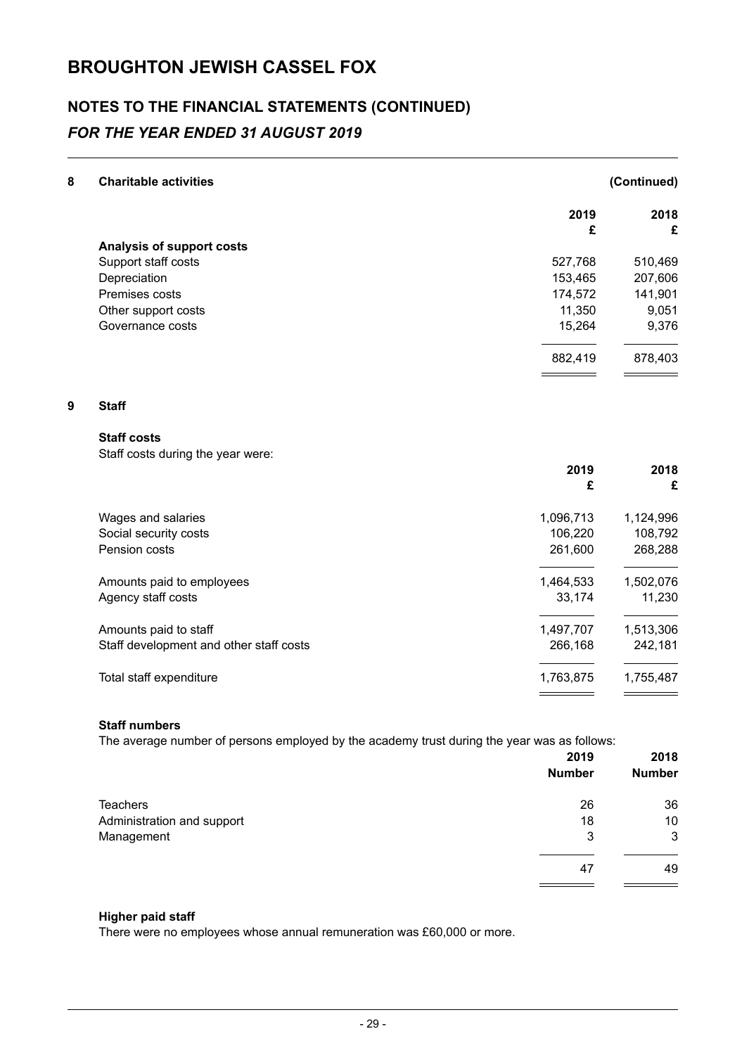# BROUGHTON JEWISH CASSEL FOX

## NOTES TO THE FINANCIAL STATEMENTS (CONTINUED)

### *FOR THE YEAR ENDED 31 AUGUST 2019*

**8 Charitable activities** **(Continued)**

| | 2019 £ | 2018 £ |
|---|---|---|
| **Analysis of support costs** | | |
| Support staff costs | 527,768 | 510,469 |
| Depreciation | 153,465 | 207,606 |
| Premises costs | 174,572 | 141,901 |
| Other support costs | 11,350 | 9,051 |
| Governance costs | 15,264 | 9,376 |
| | 882,419 | 878,403 |

**9 Staff**

**Staff costs**

Staff costs during the year were:

| | 2019 £ | 2018 £ |
|---|---|---|
| Wages and salaries | 1,096,713 | 1,124,996 |
| Social security costs | 106,220 | 108,792 |
| Pension costs | 261,600 | 268,288 |
| Amounts paid to employees | 1,464,533 | 1,502,076 |
| Agency staff costs | 33,174 | 11,230 |
| Amounts paid to staff | 1,497,707 | 1,513,306 |
| Staff development and other staff costs | 266,168 | 242,181 |
| Total staff expenditure | 1,763,875 | 1,755,487 |

**Staff numbers**

The average number of persons employed by the academy trust during the year was as follows:

| | 2019 Number | 2018 Number |
|---|---|---|
| Teachers | 26 | 36 |
| Administration and support | 18 | 10 |
| Management | 3 | 3 |
| | 47 | 49 |

**Higher paid staff**

There were no employees whose annual remuneration was £60,000 or more.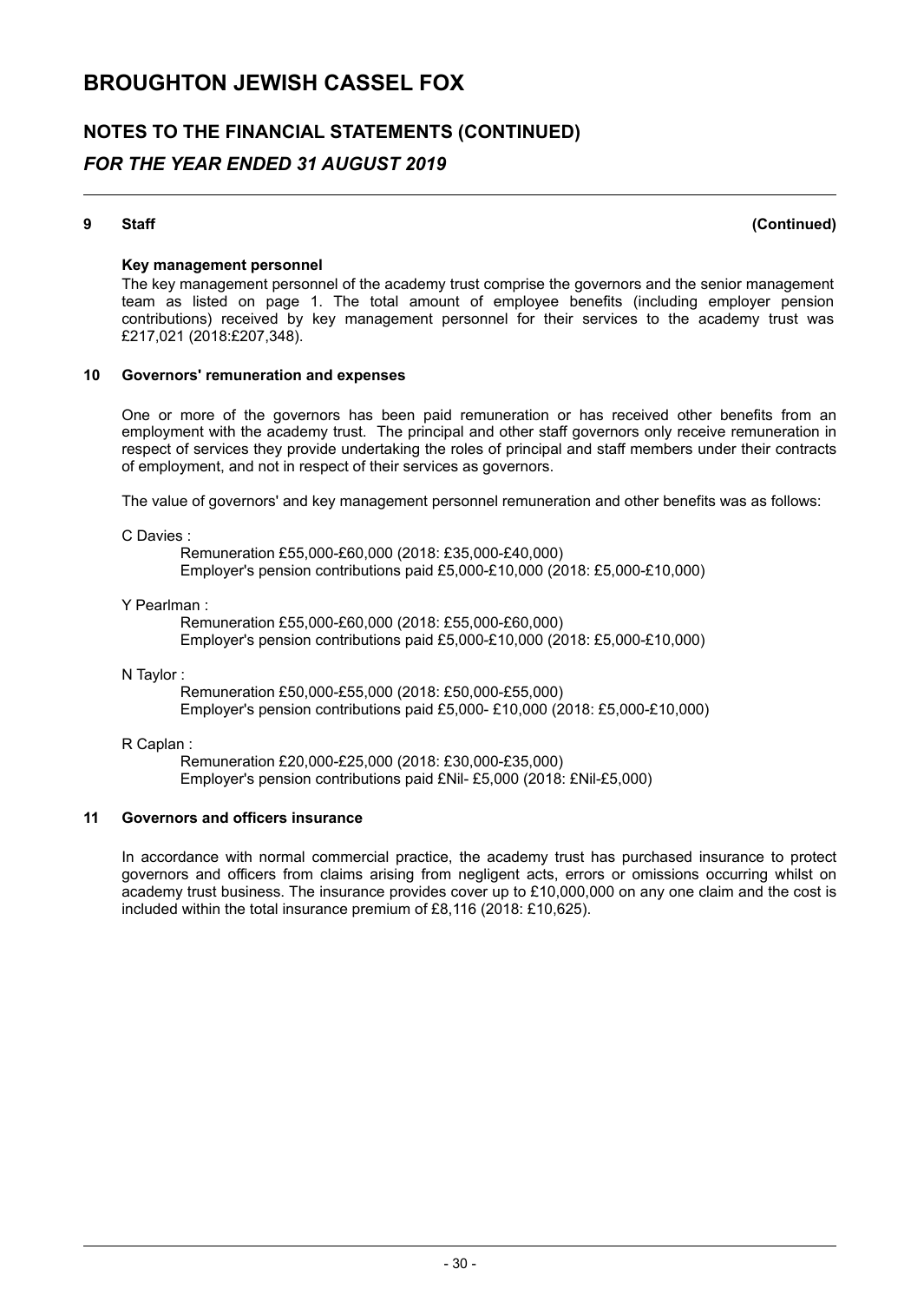# BROUGHTON JEWISH CASSEL FOX

## NOTES TO THE FINANCIAL STATEMENTS (CONTINUED)

### *FOR THE YEAR ENDED 31 AUGUST 2019*

---

**9 Staff** **(Continued)**

**Key management personnel**

The key management personnel of the academy trust comprise the governors and the senior management team as listed on page 1. The total amount of employee benefits (including employer pension contributions) received by key management personnel for their services to the academy trust was £217,021 (2018:£207,348).

**10 Governors' remuneration and expenses**

One or more of the governors has been paid remuneration or has received other benefits from an employment with the academy trust. The principal and other staff governors only receive remuneration in respect of services they provide undertaking the roles of principal and staff members under their contracts of employment, and not in respect of their services as governors.

The value of governors' and key management personnel remuneration and other benefits was as follows:

C Davies :

Remuneration £55,000-£60,000 (2018: £35,000-£40,000)
Employer's pension contributions paid £5,000-£10,000 (2018: £5,000-£10,000)

Y Pearlman :

Remuneration £55,000-£60,000 (2018: £55,000-£60,000)
Employer's pension contributions paid £5,000-£10,000 (2018: £5,000-£10,000)

N Taylor :

Remuneration £50,000-£55,000 (2018: £50,000-£55,000)
Employer's pension contributions paid £5,000- £10,000 (2018: £5,000-£10,000)

R Caplan :

Remuneration £20,000-£25,000 (2018: £30,000-£35,000)
Employer's pension contributions paid £Nil- £5,000 (2018: £Nil-£5,000)

**11 Governors and officers insurance**

In accordance with normal commercial practice, the academy trust has purchased insurance to protect governors and officers from claims arising from negligent acts, errors or omissions occurring whilst on academy trust business. The insurance provides cover up to £10,000,000 on any one claim and the cost is included within the total insurance premium of £8,116 (2018: £10,625).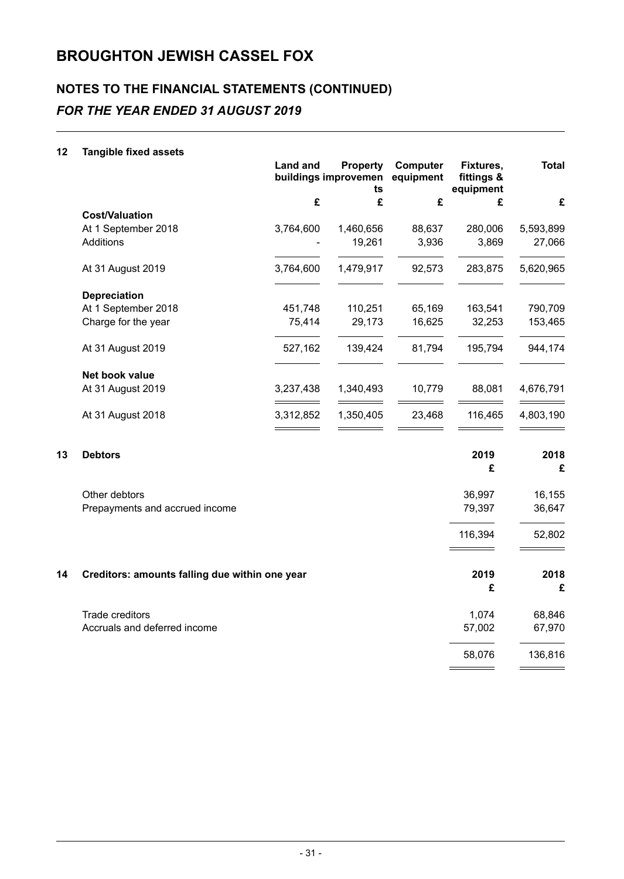# BROUGHTON JEWISH CASSEL FOX

## NOTES TO THE FINANCIAL STATEMENTS (CONTINUED)

### *FOR THE YEAR ENDED 31 AUGUST 2019*

**12 Tangible fixed assets**

| | Land and buildings | Property improvements | Computer equipment | Fixtures, fittings & equipment | Total |
|---|---|---|---|---|---|
| | £ | £ | £ | £ | £ |
| **Cost/Valuation** | | | | | |
| At 1 September 2018 | 3,764,600 | 1,460,656 | 88,637 | 280,006 | 5,593,899 |
| Additions | - | 19,261 | 3,936 | 3,869 | 27,066 |
| At 31 August 2019 | 3,764,600 | 1,479,917 | 92,573 | 283,875 | 5,620,965 |
| **Depreciation** | | | | | |
| At 1 September 2018 | 451,748 | 110,251 | 65,169 | 163,541 | 790,709 |
| Charge for the year | 75,414 | 29,173 | 16,625 | 32,253 | 153,465 |
| At 31 August 2019 | 527,162 | 139,424 | 81,794 | 195,794 | 944,174 |
| **Net book value** | | | | | |
| At 31 August 2019 | 3,237,438 | 1,340,493 | 10,779 | 88,081 | 4,676,791 |
| At 31 August 2018 | 3,312,852 | 1,350,405 | 23,468 | 116,465 | 4,803,190 |

**13 Debtors**

| | 2019 | 2018 |
|---|---|---|
| | £ | £ |
| Other debtors | 36,997 | 16,155 |
| Prepayments and accrued income | 79,397 | 36,647 |
| | 116,394 | 52,802 |

**14 Creditors: amounts falling due within one year**

| | 2019 | 2018 |
|---|---|---|
| | £ | £ |
| Trade creditors | 1,074 | 68,846 |
| Accruals and deferred income | 57,002 | 67,970 |
| | 58,076 | 136,816 |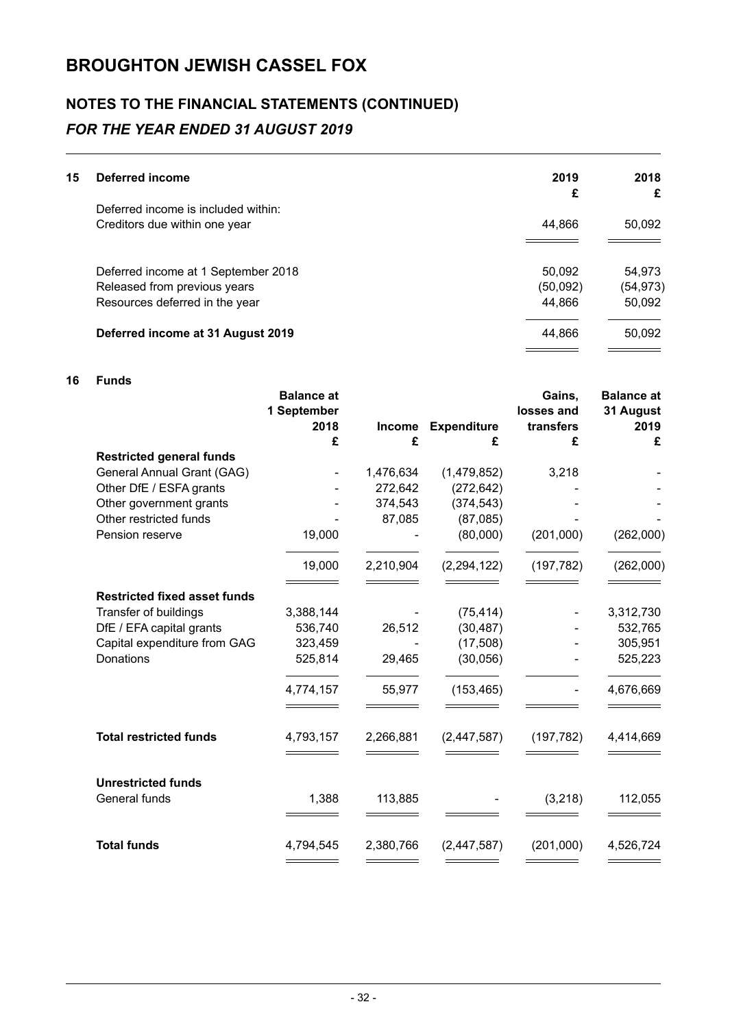# BROUGHTON JEWISH CASSEL FOX

## NOTES TO THE FINANCIAL STATEMENTS (CONTINUED)

### *FOR THE YEAR ENDED 31 AUGUST 2019*

**15 Deferred income**

| | 2019 £ | 2018 £ |
|---|---|---|
| Deferred income is included within: | | |
| Creditors due within one year | 44,866 | 50,092 |
| | | |
| Deferred income at 1 September 2018 | 50,092 | 54,973 |
| Released from previous years | (50,092) | (54,973) |
| Resources deferred in the year | 44,866 | 50,092 |
| **Deferred income at 31 August 2019** | 44,866 | 50,092 |

**16 Funds**

| | Balance at 1 September 2018 £ | Income £ | Expenditure £ | Gains, losses and transfers £ | Balance at 31 August 2019 £ |
|---|---|---|---|---|---|
| **Restricted general funds** | | | | | |
| General Annual Grant (GAG) | - | 1,476,634 | (1,479,852) | 3,218 | - |
| Other DfE / ESFA grants | - | 272,642 | (272,642) | - | - |
| Other government grants | - | 374,543 | (374,543) | - | - |
| Other restricted funds | - | 87,085 | (87,085) | - | - |
| Pension reserve | 19,000 | - | (80,000) | (201,000) | (262,000) |
| | 19,000 | 2,210,904 | (2,294,122) | (197,782) | (262,000) |
| **Restricted fixed asset funds** | | | | | |
| Transfer of buildings | 3,388,144 | - | (75,414) | - | 3,312,730 |
| DfE / EFA capital grants | 536,740 | 26,512 | (30,487) | - | 532,765 |
| Capital expenditure from GAG | 323,459 | - | (17,508) | - | 305,951 |
| Donations | 525,814 | 29,465 | (30,056) | - | 525,223 |
| | 4,774,157 | 55,977 | (153,465) | - | 4,676,669 |
| **Total restricted funds** | 4,793,157 | 2,266,881 | (2,447,587) | (197,782) | 4,414,669 |
| **Unrestricted funds** | | | | | |
| General funds | 1,388 | 113,885 | - | (3,218) | 112,055 |
| **Total funds** | 4,794,545 | 2,380,766 | (2,447,587) | (201,000) | 4,526,724 |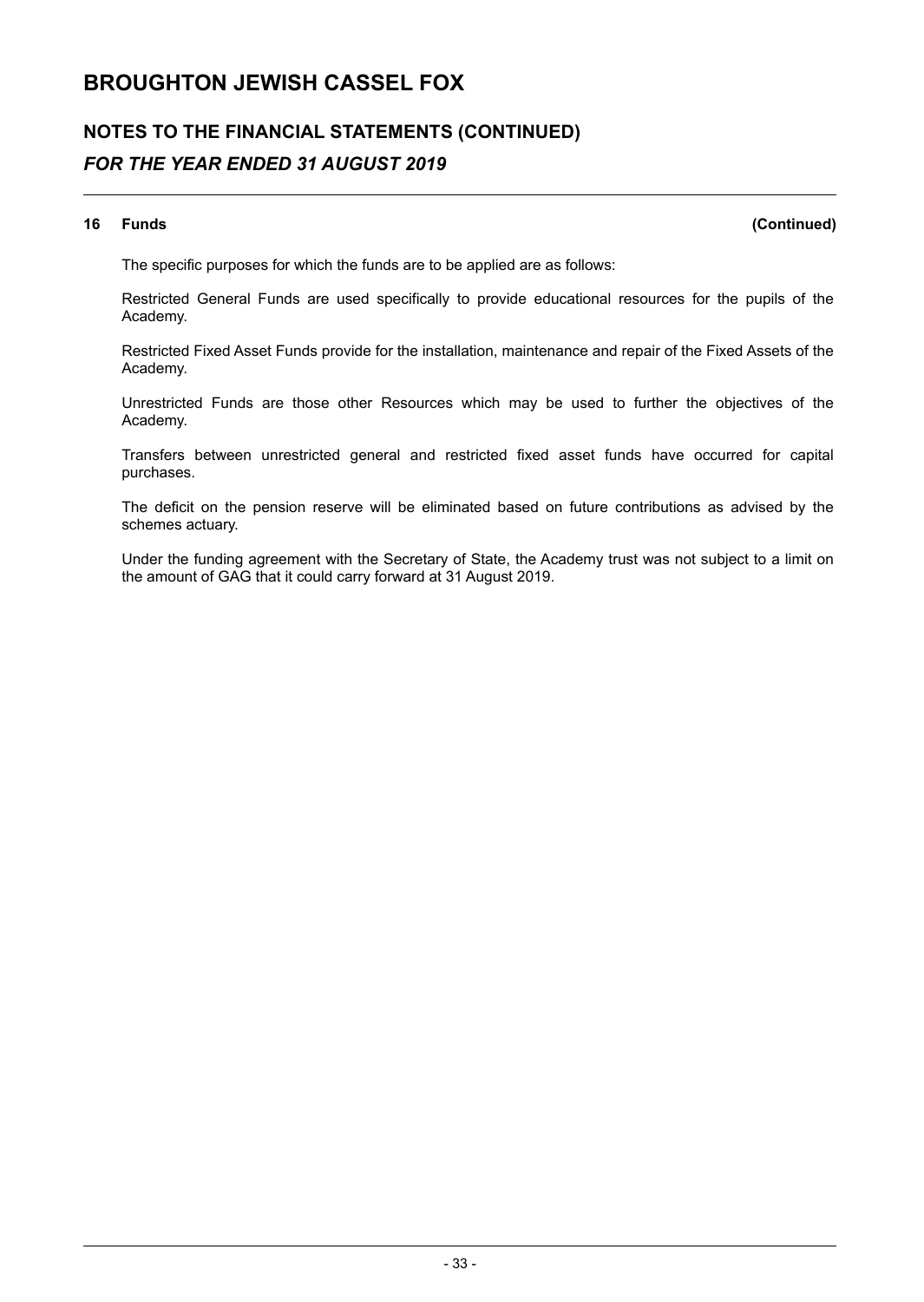# BROUGHTON JEWISH CASSEL FOX

## NOTES TO THE FINANCIAL STATEMENTS (CONTINUED)

### *FOR THE YEAR ENDED 31 AUGUST 2019*

**16 Funds** **(Continued)**

The specific purposes for which the funds are to be applied are as follows:

Restricted General Funds are used specifically to provide educational resources for the pupils of the Academy.

Restricted Fixed Asset Funds provide for the installation, maintenance and repair of the Fixed Assets of the Academy.

Unrestricted Funds are those other Resources which may be used to further the objectives of the Academy.

Transfers between unrestricted general and restricted fixed asset funds have occurred for capital purchases.

The deficit on the pension reserve will be eliminated based on future contributions as advised by the schemes actuary.

Under the funding agreement with the Secretary of State, the Academy trust was not subject to a limit on the amount of GAG that it could carry forward at 31 August 2019.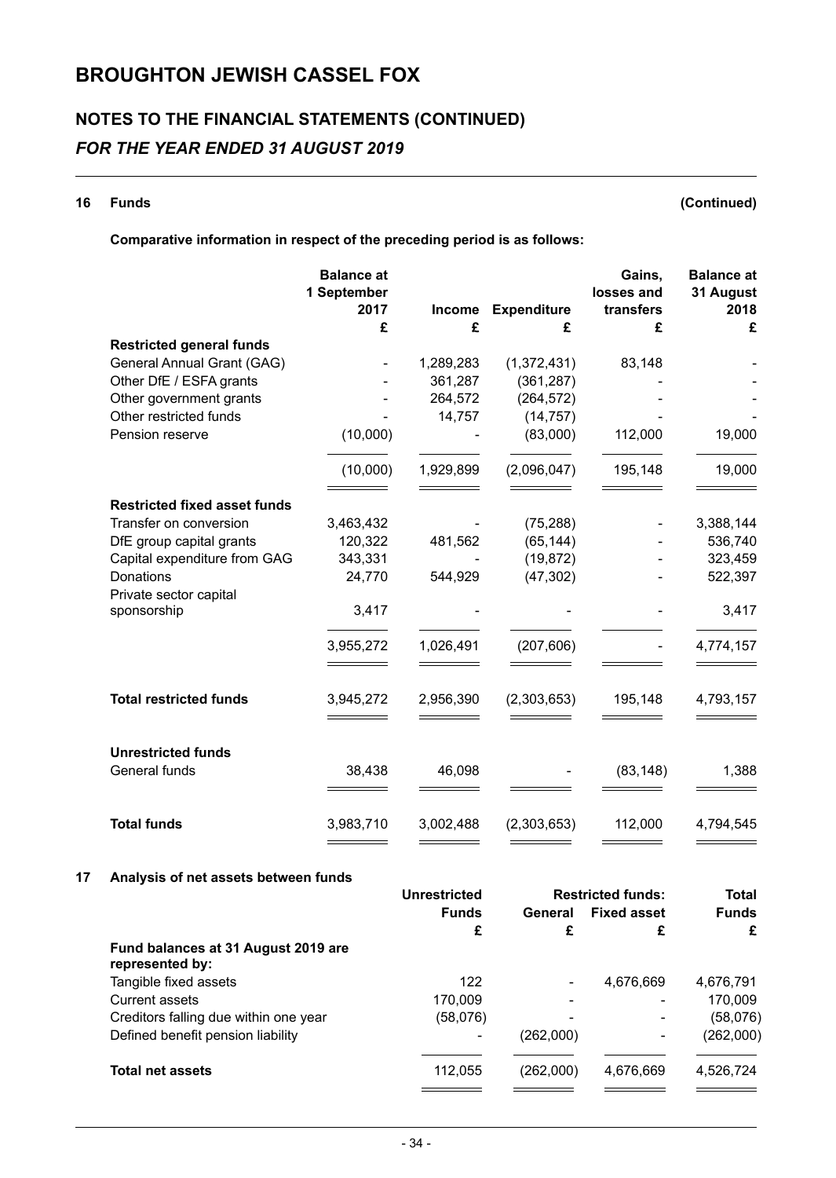# BROUGHTON JEWISH CASSEL FOX

## NOTES TO THE FINANCIAL STATEMENTS (CONTINUED)

### *FOR THE YEAR ENDED 31 AUGUST 2019*

**16 Funds (Continued)**

**Comparative information in respect of the preceding period is as follows:**

| | Balance at 1 September 2017 | Income | Expenditure | Gains, losses and transfers | Balance at 31 August 2018 |
|---|---|---|---|---|---|
| | £ | £ | £ | £ | £ |
| **Restricted general funds** | | | | | |
| General Annual Grant (GAG) | - | 1,289,283 | (1,372,431) | 83,148 | - |
| Other DfE / ESFA grants | - | 361,287 | (361,287) | - | - |
| Other government grants | - | 264,572 | (264,572) | - | - |
| Other restricted funds | - | 14,757 | (14,757) | - | - |
| Pension reserve | (10,000) | - | (83,000) | 112,000 | 19,000 |
| | (10,000) | 1,929,899 | (2,096,047) | 195,148 | 19,000 |
| **Restricted fixed asset funds** | | | | | |
| Transfer on conversion | 3,463,432 | - | (75,288) | - | 3,388,144 |
| DfE group capital grants | 120,322 | 481,562 | (65,144) | - | 536,740 |
| Capital expenditure from GAG | 343,331 | - | (19,872) | - | 323,459 |
| Donations | 24,770 | 544,929 | (47,302) | - | 522,397 |
| Private sector capital sponsorship | 3,417 | - | - | - | 3,417 |
| | 3,955,272 | 1,026,491 | (207,606) | - | 4,774,157 |
| **Total restricted funds** | 3,945,272 | 2,956,390 | (2,303,653) | 195,148 | 4,793,157 |
| **Unrestricted funds** | | | | | |
| General funds | 38,438 | 46,098 | - | (83,148) | 1,388 |
| **Total funds** | 3,983,710 | 3,002,488 | (2,303,653) | 112,000 | 4,794,545 |

**17 Analysis of net assets between funds**

| | Unrestricted Funds | Restricted funds: General | Restricted funds: Fixed asset | Total Funds |
|---|---|---|---|---|
| | £ | £ | £ | £ |
| **Fund balances at 31 August 2019 are represented by:** | | | | |
| Tangible fixed assets | 122 | - | 4,676,669 | 4,676,791 |
| Current assets | 170,009 | - | - | 170,009 |
| Creditors falling due within one year | (58,076) | - | - | (58,076) |
| Defined benefit pension liability | - | (262,000) | - | (262,000) |
| **Total net assets** | 112,055 | (262,000) | 4,676,669 | 4,526,724 |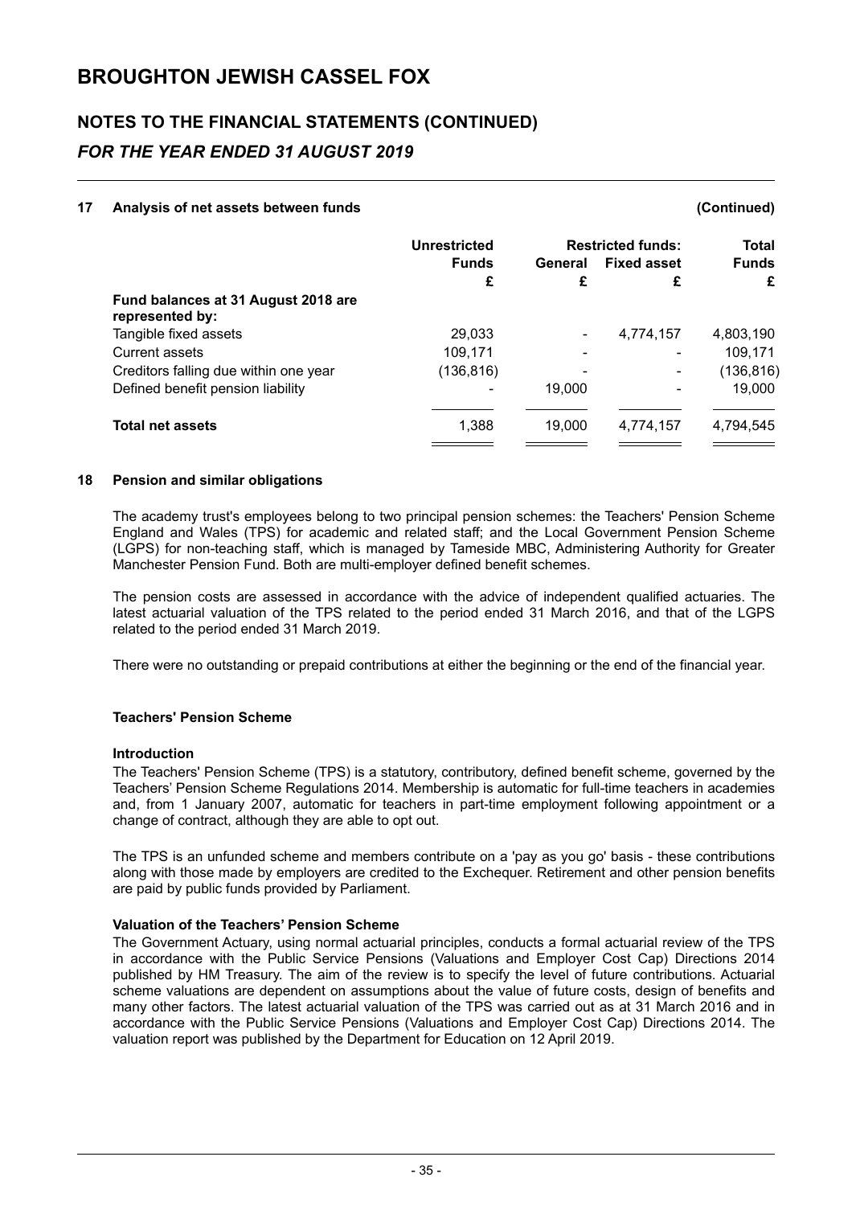# BROUGHTON JEWISH CASSEL FOX

## NOTES TO THE FINANCIAL STATEMENTS (CONTINUED)

### *FOR THE YEAR ENDED 31 AUGUST 2019*

**17 Analysis of net assets between funds (Continued)**

| | Unrestricted Funds | Restricted funds: | | Total Funds |
|---|---|---|---|---|
| | | General | Fixed asset | |
| | £ | £ | £ | £ |
| **Fund balances at 31 August 2018 are represented by:** | | | | |
| Tangible fixed assets | 29,033 | - | 4,774,157 | 4,803,190 |
| Current assets | 109,171 | - | - | 109,171 |
| Creditors falling due within one year | (136,816) | - | - | (136,816) |
| Defined benefit pension liability | - | 19,000 | - | 19,000 |
| **Total net assets** | 1,388 | 19,000 | 4,774,157 | 4,794,545 |

**18 Pension and similar obligations**

The academy trust's employees belong to two principal pension schemes: the Teachers' Pension Scheme England and Wales (TPS) for academic and related staff; and the Local Government Pension Scheme (LGPS) for non-teaching staff, which is managed by Tameside MBC, Administering Authority for Greater Manchester Pension Fund. Both are multi-employer defined benefit schemes.

The pension costs are assessed in accordance with the advice of independent qualified actuaries. The latest actuarial valuation of the TPS related to the period ended 31 March 2016, and that of the LGPS related to the period ended 31 March 2019.

There were no outstanding or prepaid contributions at either the beginning or the end of the financial year.

**Teachers' Pension Scheme**

**Introduction**

The Teachers' Pension Scheme (TPS) is a statutory, contributory, defined benefit scheme, governed by the Teachers' Pension Scheme Regulations 2014. Membership is automatic for full-time teachers in academies and, from 1 January 2007, automatic for teachers in part-time employment following appointment or a change of contract, although they are able to opt out.

The TPS is an unfunded scheme and members contribute on a 'pay as you go' basis - these contributions along with those made by employers are credited to the Exchequer. Retirement and other pension benefits are paid by public funds provided by Parliament.

**Valuation of the Teachers' Pension Scheme**

The Government Actuary, using normal actuarial principles, conducts a formal actuarial review of the TPS in accordance with the Public Service Pensions (Valuations and Employer Cost Cap) Directions 2014 published by HM Treasury. The aim of the review is to specify the level of future contributions. Actuarial scheme valuations are dependent on assumptions about the value of future costs, design of benefits and many other factors. The latest actuarial valuation of the TPS was carried out as at 31 March 2016 and in accordance with the Public Service Pensions (Valuations and Employer Cost Cap) Directions 2014. The valuation report was published by the Department for Education on 12 April 2019.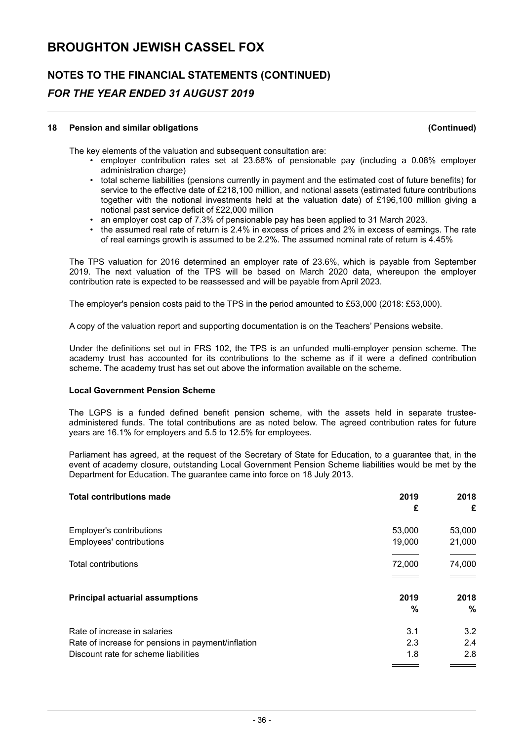# BROUGHTON JEWISH CASSEL FOX

## NOTES TO THE FINANCIAL STATEMENTS (CONTINUED)

### *FOR THE YEAR ENDED 31 AUGUST 2019*

---

**18 Pension and similar obligations (Continued)**

The key elements of the valuation and subsequent consultation are:

- employer contribution rates set at 23.68% of pensionable pay (including a 0.08% employer administration charge)
- total scheme liabilities (pensions currently in payment and the estimated cost of future benefits) for service to the effective date of £218,100 million, and notional assets (estimated future contributions together with the notional investments held at the valuation date) of £196,100 million giving a notional past service deficit of £22,000 million
- an employer cost cap of 7.3% of pensionable pay has been applied to 31 March 2023.
- the assumed real rate of return is 2.4% in excess of prices and 2% in excess of earnings. The rate of real earnings growth is assumed to be 2.2%. The assumed nominal rate of return is 4.45%

The TPS valuation for 2016 determined an employer rate of 23.6%, which is payable from September 2019. The next valuation of the TPS will be based on March 2020 data, whereupon the employer contribution rate is expected to be reassessed and will be payable from April 2023.

The employer's pension costs paid to the TPS in the period amounted to £53,000 (2018: £53,000).

A copy of the valuation report and supporting documentation is on the Teachers' Pensions website.

Under the definitions set out in FRS 102, the TPS is an unfunded multi-employer pension scheme. The academy trust has accounted for its contributions to the scheme as if it were a defined contribution scheme. The academy trust has set out above the information available on the scheme.

**Local Government Pension Scheme**

The LGPS is a funded defined benefit pension scheme, with the assets held in separate trustee-administered funds. The total contributions are as noted below. The agreed contribution rates for future years are 16.1% for employers and 5.5 to 12.5% for employees.

Parliament has agreed, at the request of the Secretary of State for Education, to a guarantee that, in the event of academy closure, outstanding Local Government Pension Scheme liabilities would be met by the Department for Education. The guarantee came into force on 18 July 2013.

| **Total contributions made** | **2019** £ | **2018** £ |
|---|---|---|
| Employer's contributions | 53,000 | 53,000 |
| Employees' contributions | 19,000 | 21,000 |
| Total contributions | 72,000 | 74,000 |

| **Principal actuarial assumptions** | **2019** % | **2018** % |
|---|---|---|
| Rate of increase in salaries | 3.1 | 3.2 |
| Rate of increase for pensions in payment/inflation | 2.3 | 2.4 |
| Discount rate for scheme liabilities | 1.8 | 2.8 |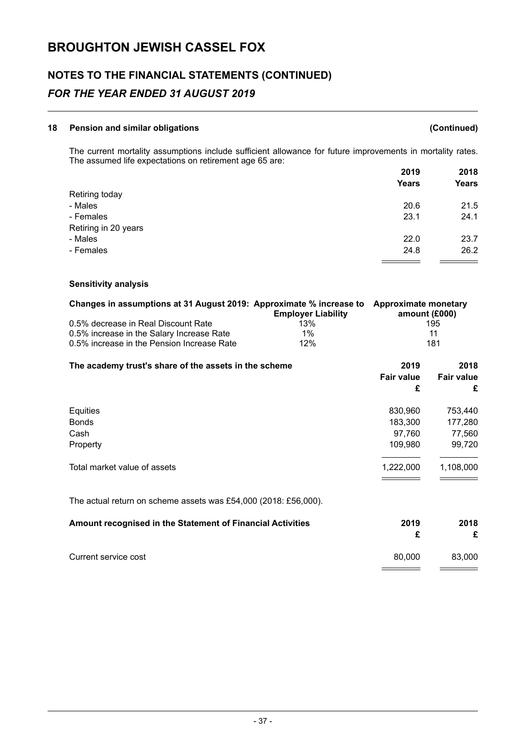# BROUGHTON JEWISH CASSEL FOX

## NOTES TO THE FINANCIAL STATEMENTS (CONTINUED)

### *FOR THE YEAR ENDED 31 AUGUST 2019*

### 18 Pension and similar obligations (Continued)

The current mortality assumptions include sufficient allowance for future improvements in mortality rates. The assumed life expectations on retirement age 65 are:

| | 2019 Years | 2018 Years |
|---|---|---|
| Retiring today | | |
| - Males | 20.6 | 21.5 |
| - Females | 23.1 | 24.1 |
| Retiring in 20 years | | |
| - Males | 22.0 | 23.7 |
| - Females | 24.8 | 26.2 |

**Sensitivity analysis**

| Changes in assumptions at 31 August 2019: | Approximate % increase to Employer Liability | Approximate monetary amount (£000) |
|---|---|---|
| 0.5% decrease in Real Discount Rate | 13% | 195 |
| 0.5% increase in the Salary Increase Rate | 1% | 11 |
| 0.5% increase in the Pension Increase Rate | 12% | 181 |

| The academy trust's share of the assets in the scheme | 2019 Fair value £ | 2018 Fair value £ |
|---|---|---|
| Equities | 830,960 | 753,440 |
| Bonds | 183,300 | 177,280 |
| Cash | 97,760 | 77,560 |
| Property | 109,980 | 99,720 |
| Total market value of assets | 1,222,000 | 1,108,000 |

The actual return on scheme assets was £54,000 (2018: £56,000).

| Amount recognised in the Statement of Financial Activities | 2019 £ | 2018 £ |
|---|---|---|
| Current service cost | 80,000 | 83,000 |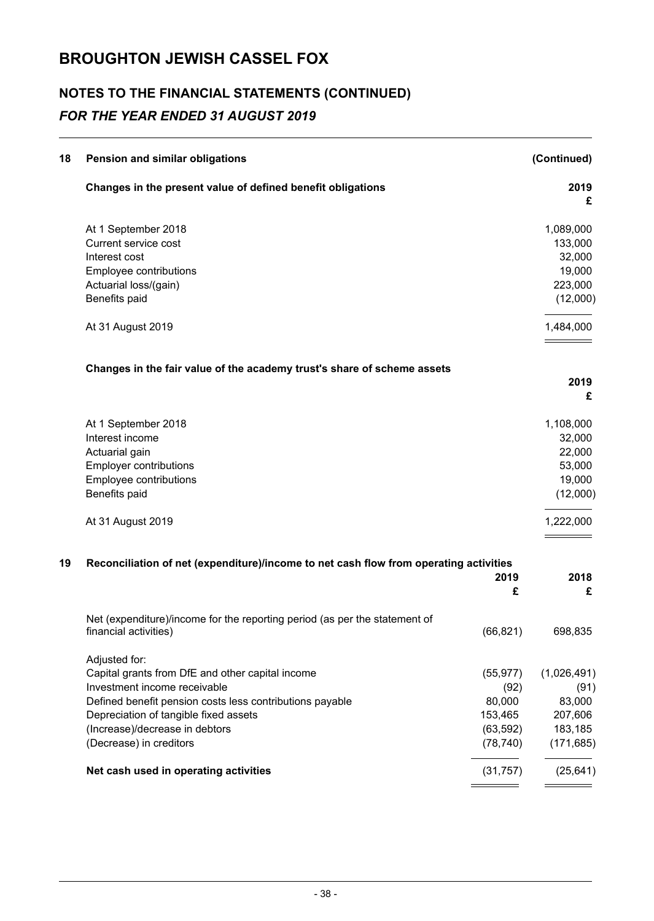# BROUGHTON JEWISH CASSEL FOX

## NOTES TO THE FINANCIAL STATEMENTS (CONTINUED)

### *FOR THE YEAR ENDED 31 AUGUST 2019*

**18 Pension and similar obligations** **(Continued)**

**Changes in the present value of defined benefit obligations**

| | **2019** |
|---|---|
| | **£** |
| At 1 September 2018 | 1,089,000 |
| Current service cost | 133,000 |
| Interest cost | 32,000 |
| Employee contributions | 19,000 |
| Actuarial loss/(gain) | 223,000 |
| Benefits paid | (12,000) |
| At 31 August 2019 | 1,484,000 |

**Changes in the fair value of the academy trust's share of scheme assets**

| | **2019** |
|---|---|
| | **£** |
| At 1 September 2018 | 1,108,000 |
| Interest income | 32,000 |
| Actuarial gain | 22,000 |
| Employer contributions | 53,000 |
| Employee contributions | 19,000 |
| Benefits paid | (12,000) |
| At 31 August 2019 | 1,222,000 |

**19 Reconciliation of net (expenditure)/income to net cash flow from operating activities**

| | **2019** | **2018** |
|---|---|---|
| | **£** | **£** |
| Net (expenditure)/income for the reporting period (as per the statement of financial activities) | (66,821) | 698,835 |
| Adjusted for: | | |
| Capital grants from DfE and other capital income | (55,977) | (1,026,491) |
| Investment income receivable | (92) | (91) |
| Defined benefit pension costs less contributions payable | 80,000 | 83,000 |
| Depreciation of tangible fixed assets | 153,465 | 207,606 |
| (Increase)/decrease in debtors | (63,592) | 183,185 |
| (Decrease) in creditors | (78,740) | (171,685) |
| **Net cash used in operating activities** | (31,757) | (25,641) |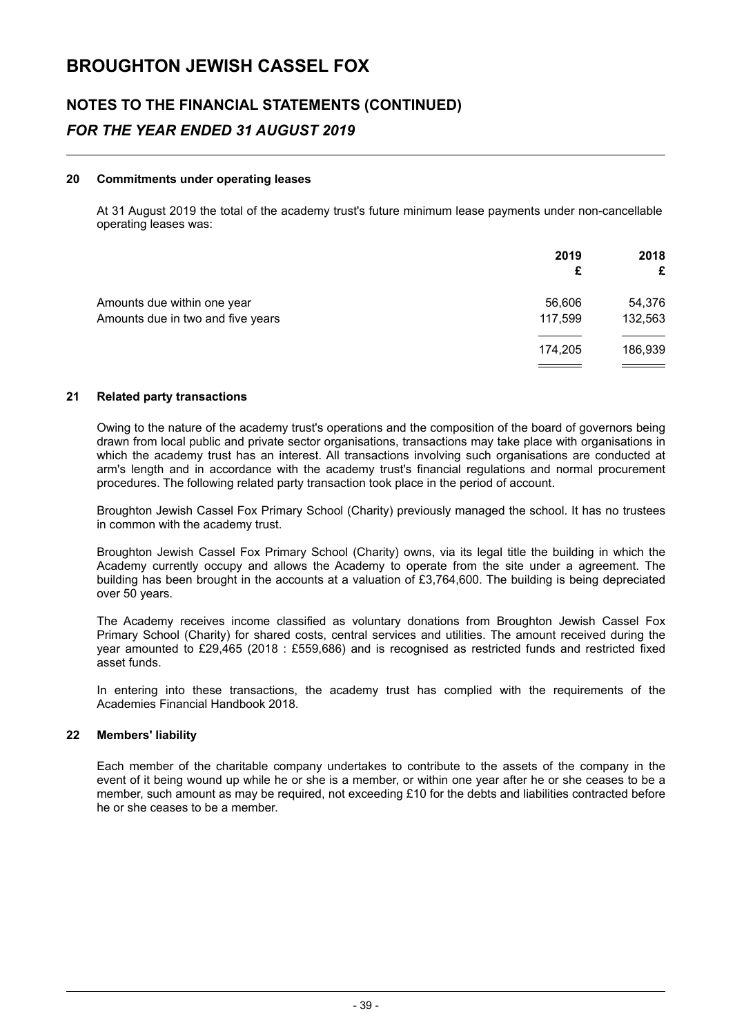# BROUGHTON JEWISH CASSEL FOX

## NOTES TO THE FINANCIAL STATEMENTS (CONTINUED)

### *FOR THE YEAR ENDED 31 AUGUST 2019*

**20 Commitments under operating leases**

At 31 August 2019 the total of the academy trust's future minimum lease payments under non-cancellable operating leases was:

| | 2019 £ | 2018 £ |
|---|---|---|
| Amounts due within one year | 56,606 | 54,376 |
| Amounts due in two and five years | 117,599 | 132,563 |
| | 174,205 | 186,939 |

**21 Related party transactions**

Owing to the nature of the academy trust's operations and the composition of the board of governors being drawn from local public and private sector organisations, transactions may take place with organisations in which the academy trust has an interest. All transactions involving such organisations are conducted at arm's length and in accordance with the academy trust's financial regulations and normal procurement procedures. The following related party transaction took place in the period of account.

Broughton Jewish Cassel Fox Primary School (Charity) previously managed the school. It has no trustees in common with the academy trust.

Broughton Jewish Cassel Fox Primary School (Charity) owns, via its legal title the building in which the Academy currently occupy and allows the Academy to operate from the site under a agreement. The building has been brought in the accounts at a valuation of £3,764,600. The building is being depreciated over 50 years.

The Academy receives income classified as voluntary donations from Broughton Jewish Cassel Fox Primary School (Charity) for shared costs, central services and utilities. The amount received during the year amounted to £29,465 (2018 : £559,686) and is recognised as restricted funds and restricted fixed asset funds.

In entering into these transactions, the academy trust has complied with the requirements of the Academies Financial Handbook 2018.

**22 Members' liability**

Each member of the charitable company undertakes to contribute to the assets of the company in the event of it being wound up while he or she is a member, or within one year after he or she ceases to be a member, such amount as may be required, not exceeding £10 for the debts and liabilities contracted before he or she ceases to be a member.